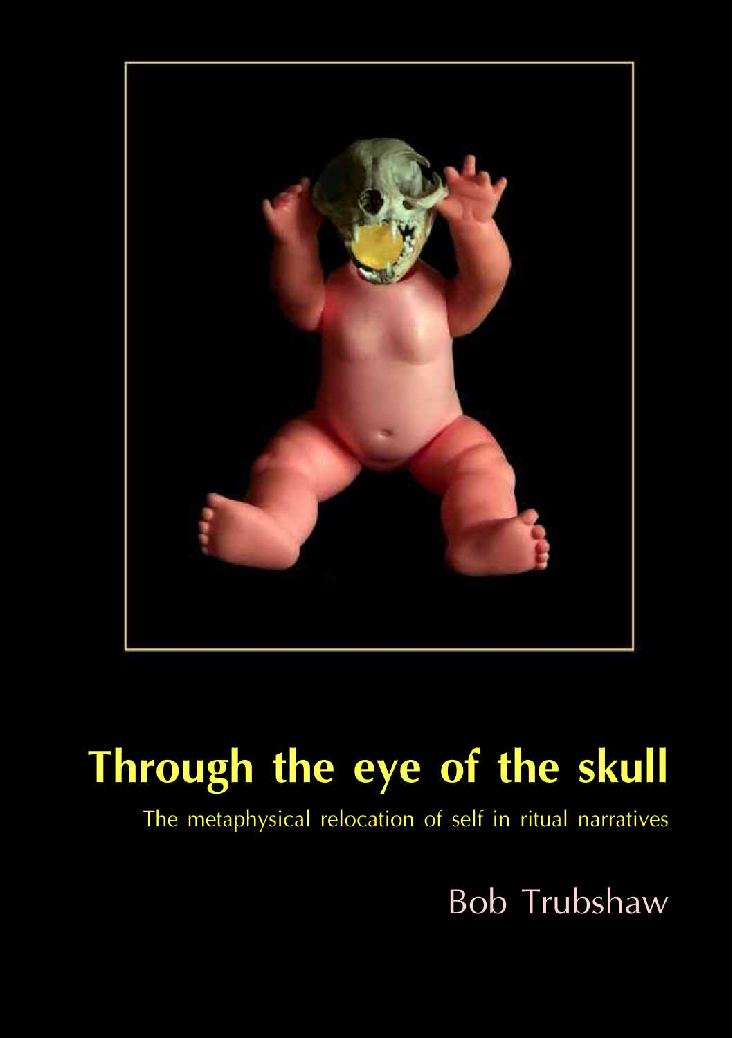# Through the eye of the skull

The metaphysical relocation of self in ritual narratives

Bob Trubshaw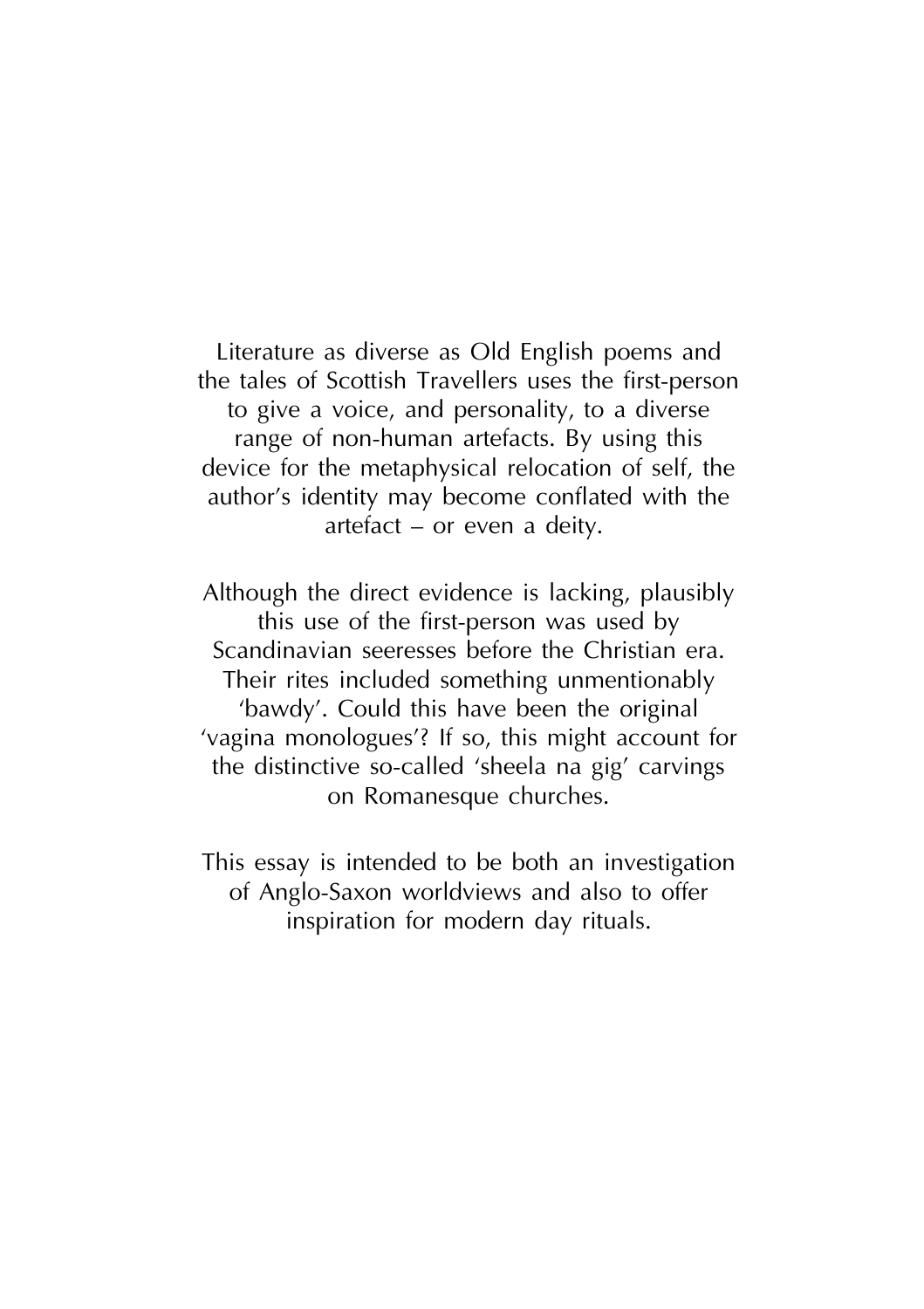Literature as diverse as Old English poems and the tales of Scottish Travellers uses the first-person to give a voice, and personality, to a diverse range of non-human artefacts. By using this device for the metaphysical relocation of self, the author's identity may become conflated with the artefact – or even a deity.

Although the direct evidence is lacking, plausibly this use of the first-person was used by Scandinavian seeresses before the Christian era. Their rites included something unmentionably 'bawdy'. Could this have been the original 'vagina monologues'? If so, this might account for the distinctive so-called 'sheela na gig' carvings on Romanesque churches.

This essay is intended to be both an investigation of Anglo-Saxon worldviews and also to offer inspiration for modern day rituals.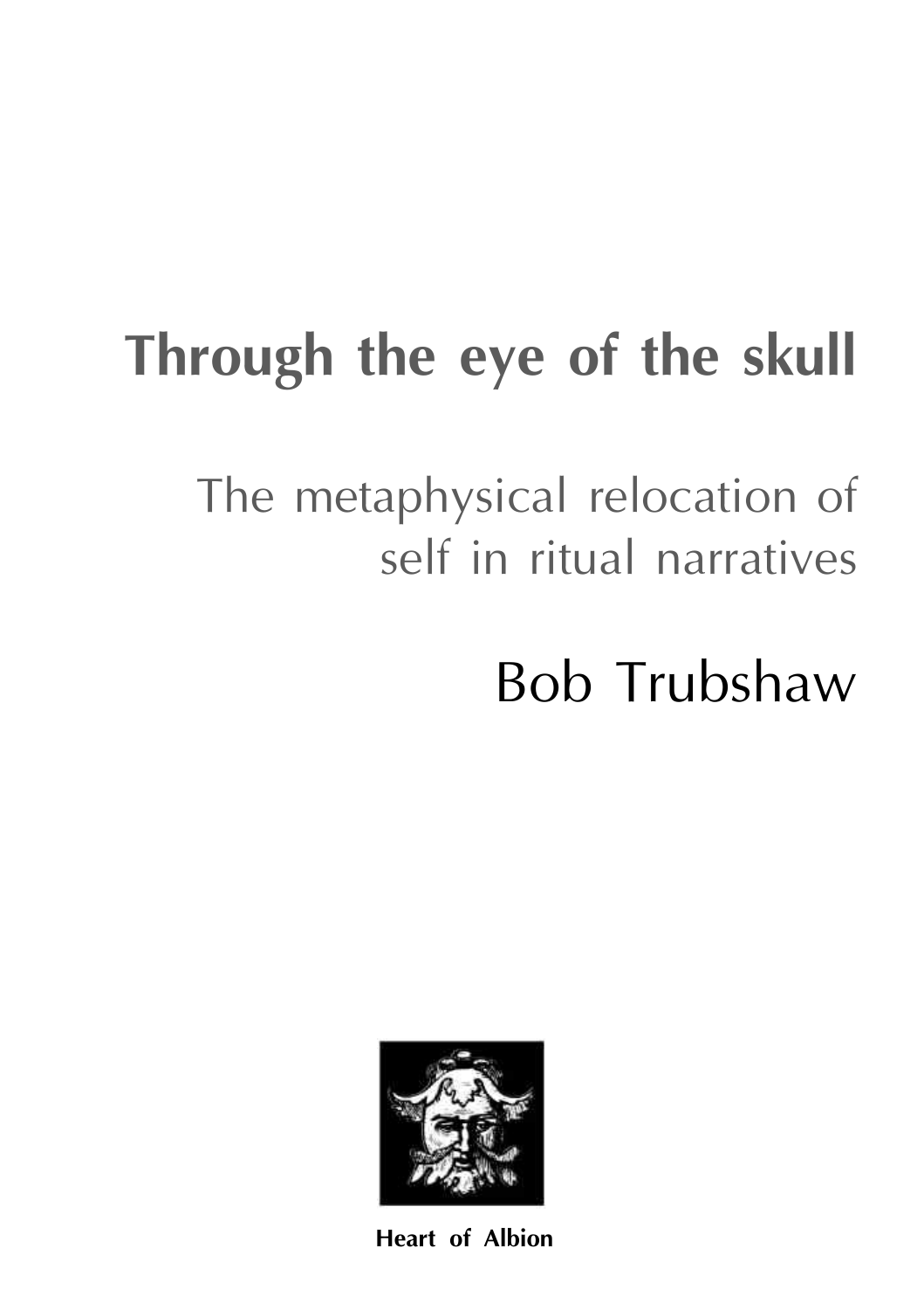# Through the eye of the skull

## The metaphysical relocation of self in ritual narratives

Bob Trubshaw

**Heart of Albion**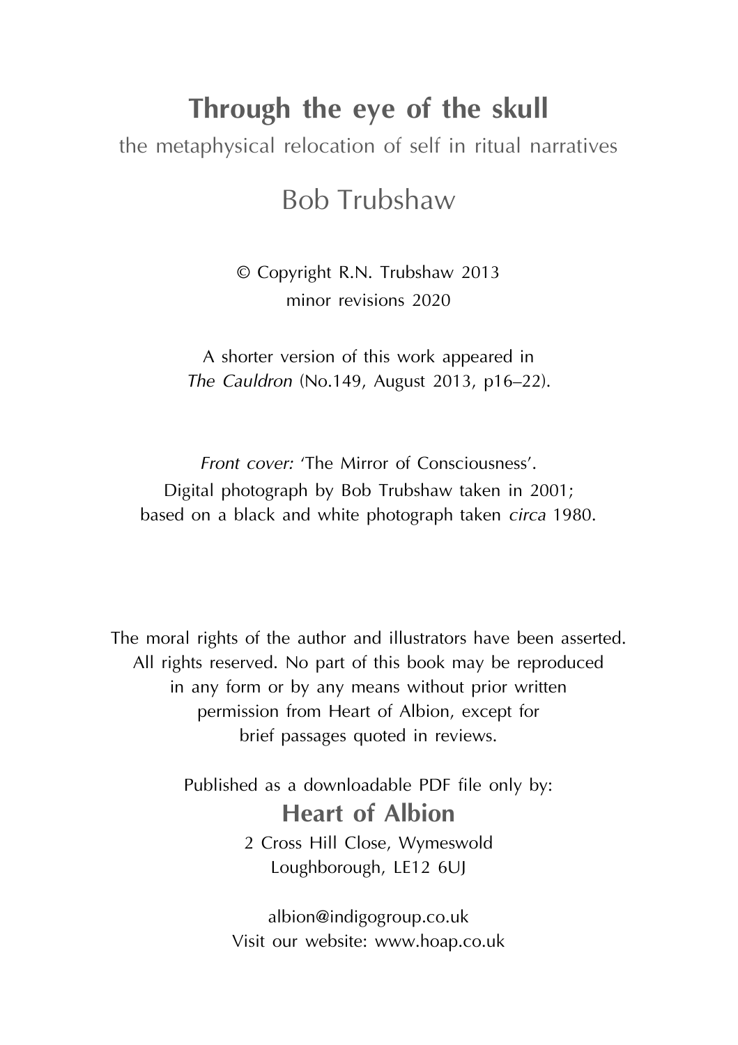# Through the eye of the skull

the metaphysical relocation of self in ritual narratives

Bob Trubshaw

© Copyright R.N. Trubshaw 2013
minor revisions 2020

A shorter version of this work appeared in
*The Cauldron* (No.149, August 2013, p16–22).

*Front cover:* 'The Mirror of Consciousness'.
Digital photograph by Bob Trubshaw taken in 2001;
based on a black and white photograph taken *circa* 1980.

The moral rights of the author and illustrators have been asserted.
All rights reserved. No part of this book may be reproduced
in any form or by any means without prior written
permission from Heart of Albion, except for
brief passages quoted in reviews.

Published as a downloadable PDF file only by:

**Heart of Albion**

2 Cross Hill Close, Wymeswold
Loughborough, LE12 6UJ

albion@indigogroup.co.uk
Visit our website: www.hoap.co.uk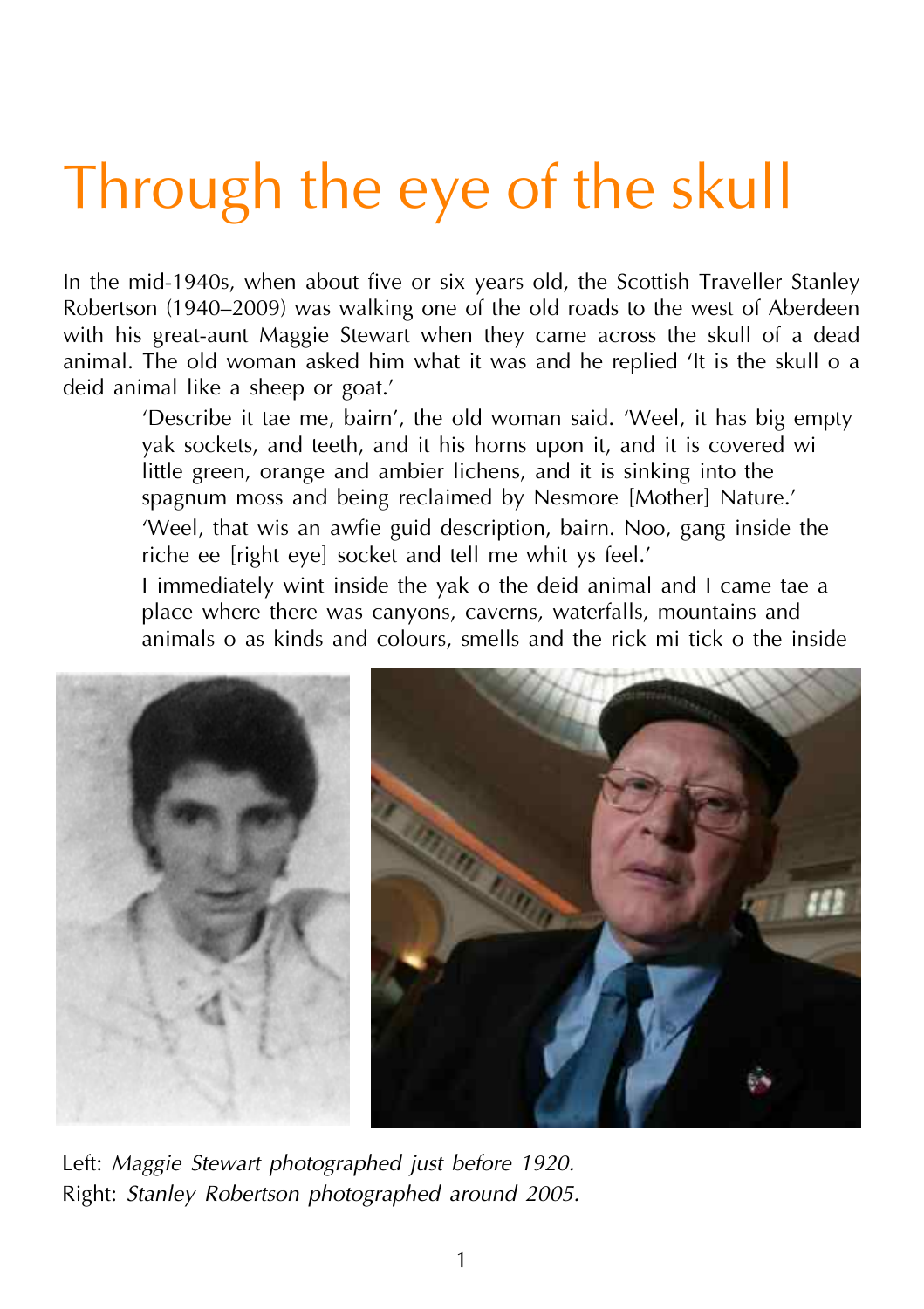# Through the eye of the skull

In the mid-1940s, when about five or six years old, the Scottish Traveller Stanley Robertson (1940–2009) was walking one of the old roads to the west of Aberdeen with his great-aunt Maggie Stewart when they came across the skull of a dead animal. The old woman asked him what it was and he replied 'It is the skull o a deid animal like a sheep or goat.'

> 'Describe it tae me, bairn', the old woman said. 'Weel, it has big empty yak sockets, and teeth, and it his horns upon it, and it is covered wi little green, orange and ambier lichens, and it is sinking into the spagnum moss and being reclaimed by Nesmore [Mother] Nature.'
>
> 'Weel, that wis an awfie guid description, bairn. Noo, gang inside the riche ee [right eye] socket and tell me whit ys feel.'
>
> I immediately wint inside the yak o the deid animal and I came tae a place where there was canyons, caverns, waterfalls, mountains and animals o as kinds and colours, smells and the rick mi tick o the inside

Left: *Maggie Stewart photographed just before 1920.*
Right: *Stanley Robertson photographed around 2005.*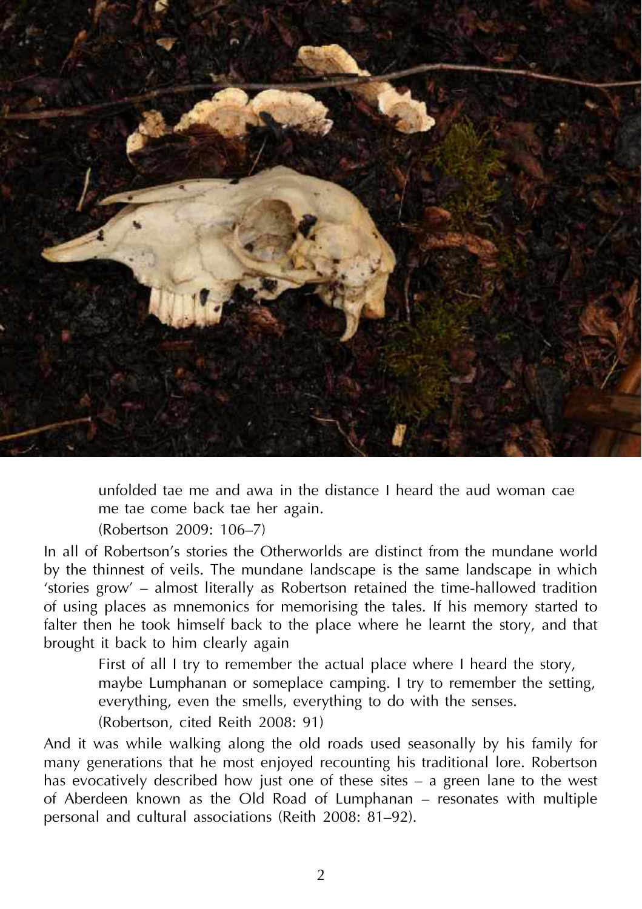> unfolded tae me and awa in the distance I heard the aud woman cae me tae come back tae her again.
>
> (Robertson 2009: 106–7)

In all of Robertson's stories the Otherworlds are distinct from the mundane world by the thinnest of veils. The mundane landscape is the same landscape in which 'stories grow' – almost literally as Robertson retained the time-hallowed tradition of using places as mnemonics for memorising the tales. If his memory started to falter then he took himself back to the place where he learnt the story, and that brought it back to him clearly again

> First of all I try to remember the actual place where I heard the story, maybe Lumphanan or someplace camping. I try to remember the setting, everything, even the smells, everything to do with the senses.
>
> (Robertson, cited Reith 2008: 91)

And it was while walking along the old roads used seasonally by his family for many generations that he most enjoyed recounting his traditional lore. Robertson has evocatively described how just one of these sites – a green lane to the west of Aberdeen known as the Old Road of Lumphanan – resonates with multiple personal and cultural associations (Reith 2008: 81–92).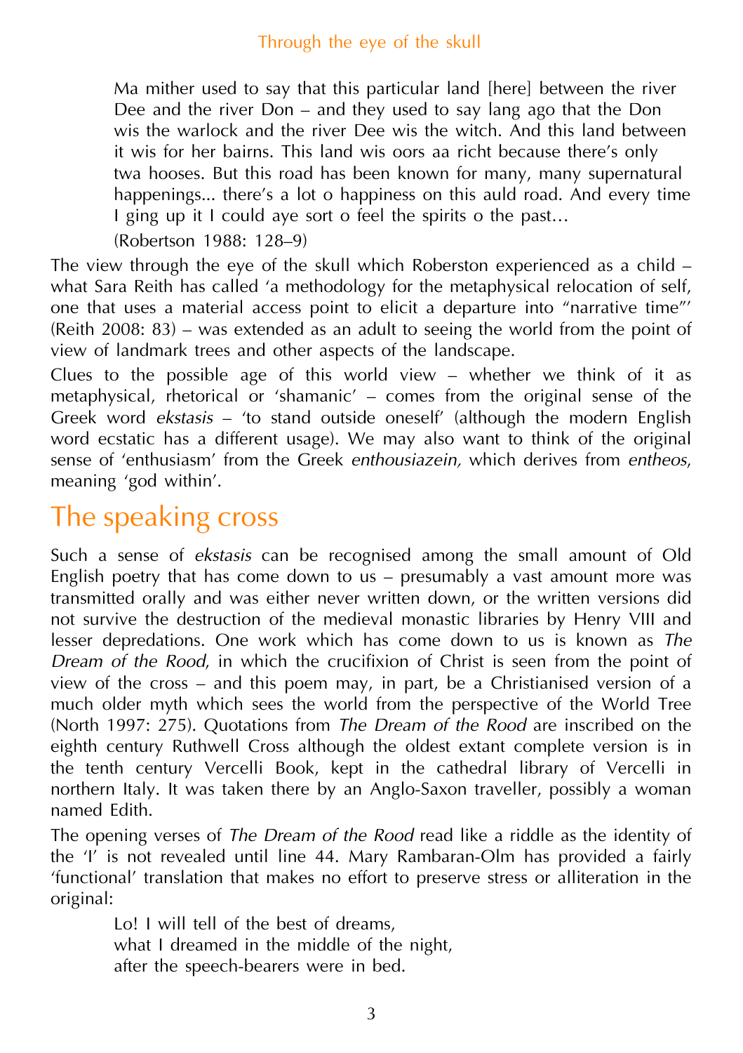> Ma mither used to say that this particular land [here] between the river Dee and the river Don – and they used to say lang ago that the Don wis the warlock and the river Dee wis the witch. And this land between it wis for her bairns. This land wis oors aa richt because there's only twa hooses. But this road has been known for many, many supernatural happenings... there's a lot o happiness on this auld road. And every time I ging up it I could aye sort o feel the spirits o the past…
>
> (Robertson 1988: 128–9)

The view through the eye of the skull which Roberston experienced as a child – what Sara Reith has called 'a methodology for the metaphysical relocation of self, one that uses a material access point to elicit a departure into "narrative time"' (Reith 2008: 83) – was extended as an adult to seeing the world from the point of view of landmark trees and other aspects of the landscape.

Clues to the possible age of this world view – whether we think of it as metaphysical, rhetorical or 'shamanic' – comes from the original sense of the Greek word *ekstasis* – 'to stand outside oneself' (although the modern English word ecstatic has a different usage). We may also want to think of the original sense of 'enthusiasm' from the Greek *enthousiazein,* which derives from *entheos*, meaning 'god within'.

## The speaking cross

Such a sense of *ekstasis* can be recognised among the small amount of Old English poetry that has come down to us – presumably a vast amount more was transmitted orally and was either never written down, or the written versions did not survive the destruction of the medieval monastic libraries by Henry VIII and lesser depredations. One work which has come down to us is known as *The Dream of the Rood,* in which the crucifixion of Christ is seen from the point of view of the cross – and this poem may, in part, be a Christianised version of a much older myth which sees the world from the perspective of the World Tree (North 1997: 275). Quotations from *The Dream of the Rood* are inscribed on the eighth century Ruthwell Cross although the oldest extant complete version is in the tenth century Vercelli Book, kept in the cathedral library of Vercelli in northern Italy. It was taken there by an Anglo-Saxon traveller, possibly a woman named Edith.

The opening verses of *The Dream of the Rood* read like a riddle as the identity of the 'I' is not revealed until line 44. Mary Rambaran-Olm has provided a fairly 'functional' translation that makes no effort to preserve stress or alliteration in the original:

> Lo! I will tell of the best of dreams,  
> what I dreamed in the middle of the night,  
> after the speech-bearers were in bed.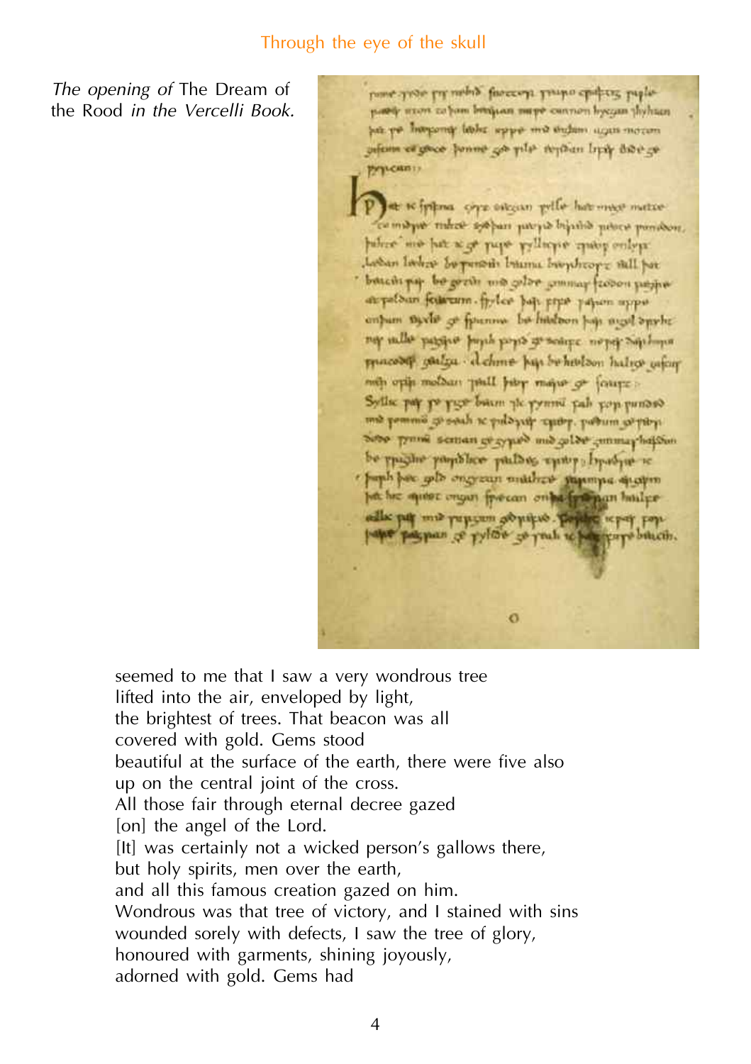*The opening of* The Dream of the Rood *in the Vercelli Book.*

seemed to me that I saw a very wondrous tree
lifted into the air, enveloped by light,
the brightest of trees. That beacon was all
covered with gold. Gems stood
beautiful at the surface of the earth, there were five also
up on the central joint of the cross.
All those fair through eternal decree gazed
[on] the angel of the Lord.
[It] was certainly not a wicked person's gallows there,
but holy spirits, men over the earth,
and all this famous creation gazed on him.
Wondrous was that tree of victory, and I stained with sins
wounded sorely with defects, I saw the tree of glory,
honoured with garments, shining joyously,
adorned with gold. Gems had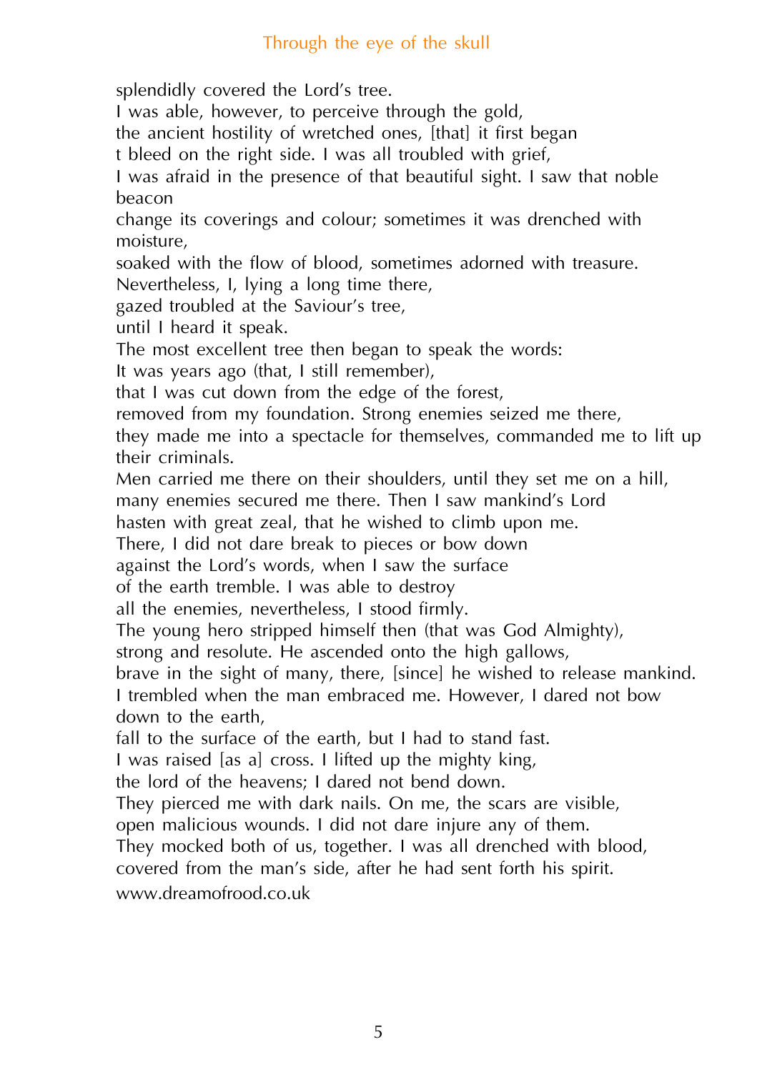splendidly covered the Lord's tree.
I was able, however, to perceive through the gold,
the ancient hostility of wretched ones, [that] it first began
t bleed on the right side. I was all troubled with grief,
I was afraid in the presence of that beautiful sight. I saw that noble beacon
change its coverings and colour; sometimes it was drenched with moisture,
soaked with the flow of blood, sometimes adorned with treasure.
Nevertheless, I, lying a long time there,
gazed troubled at the Saviour's tree,
until I heard it speak.
The most excellent tree then began to speak the words:
It was years ago (that, I still remember),
that I was cut down from the edge of the forest,
removed from my foundation. Strong enemies seized me there,
they made me into a spectacle for themselves, commanded me to lift up their criminals.
Men carried me there on their shoulders, until they set me on a hill,
many enemies secured me there. Then I saw mankind's Lord
hasten with great zeal, that he wished to climb upon me.
There, I did not dare break to pieces or bow down
against the Lord's words, when I saw the surface
of the earth tremble. I was able to destroy
all the enemies, nevertheless, I stood firmly.
The young hero stripped himself then (that was God Almighty),
strong and resolute. He ascended onto the high gallows,
brave in the sight of many, there, [since] he wished to release mankind.
I trembled when the man embraced me. However, I dared not bow down to the earth,
fall to the surface of the earth, but I had to stand fast.
I was raised [as a] cross. I lifted up the mighty king,
the lord of the heavens; I dared not bend down.
They pierced me with dark nails. On me, the scars are visible,
open malicious wounds. I did not dare injure any of them.
They mocked both of us, together. I was all drenched with blood,
covered from the man's side, after he had sent forth his spirit.
www.dreamofrood.co.uk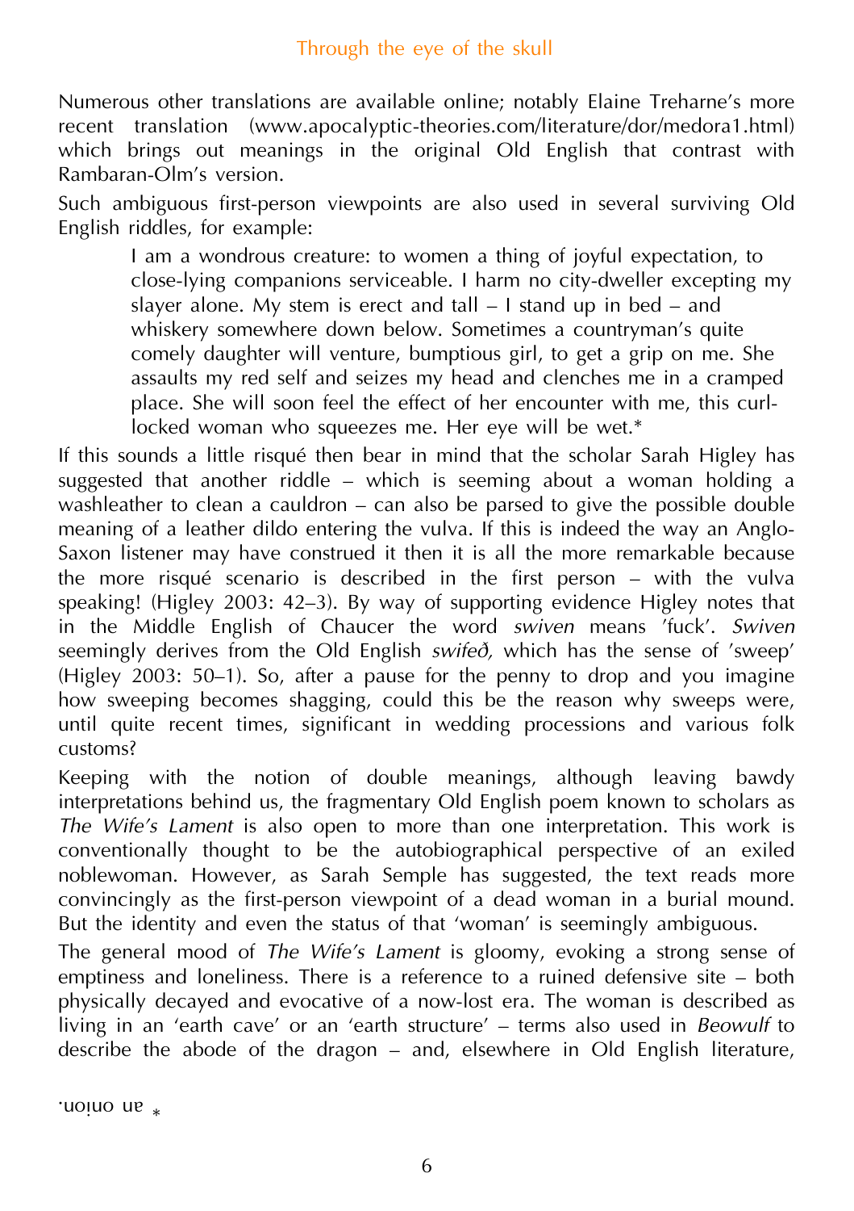Numerous other translations are available online; notably Elaine Treharne's more recent translation (www.apocalyptic-theories.com/literature/dor/medora1.html) which brings out meanings in the original Old English that contrast with Rambaran-Olm's version.

Such ambiguous first-person viewpoints are also used in several surviving Old English riddles, for example:

> I am a wondrous creature: to women a thing of joyful expectation, to close-lying companions serviceable. I harm no city-dweller excepting my slayer alone. My stem is erect and tall – I stand up in bed – and whiskery somewhere down below. Sometimes a countryman's quite comely daughter will venture, bumptious girl, to get a grip on me. She assaults my red self and seizes my head and clenches me in a cramped place. She will soon feel the effect of her encounter with me, this curl-locked woman who squeezes me. Her eye will be wet.*

If this sounds a little risqué then bear in mind that the scholar Sarah Higley has suggested that another riddle – which is seeming about a woman holding a washleather to clean a cauldron – can also be parsed to give the possible double meaning of a leather dildo entering the vulva. If this is indeed the way an Anglo-Saxon listener may have construed it then it is all the more remarkable because the more risqué scenario is described in the first person – with the vulva speaking! (Higley 2003: 42–3). By way of supporting evidence Higley notes that in the Middle English of Chaucer the word *swiven* means 'fuck'. *Swiven* seemingly derives from the Old English *swifeð,* which has the sense of 'sweep' (Higley 2003: 50–1). So, after a pause for the penny to drop and you imagine how sweeping becomes shagging, could this be the reason why sweeps were, until quite recent times, significant in wedding processions and various folk customs?

Keeping with the notion of double meanings, although leaving bawdy interpretations behind us, the fragmentary Old English poem known to scholars as *The Wife's Lament* is also open to more than one interpretation. This work is conventionally thought to be the autobiographical perspective of an exiled noblewoman. However, as Sarah Semple has suggested, the text reads more convincingly as the first-person viewpoint of a dead woman in a burial mound. But the identity and even the status of that 'woman' is seemingly ambiguous.

The general mood of *The Wife's Lament* is gloomy, evoking a strong sense of emptiness and loneliness. There is a reference to a ruined defensive site – both physically decayed and evocative of a now-lost era. The woman is described as living in an 'earth cave' or an 'earth structure' – terms also used in *Beowulf* to describe the abode of the dragon – and, elsewhere in Old English literature,

\* an onion. [printed upside down]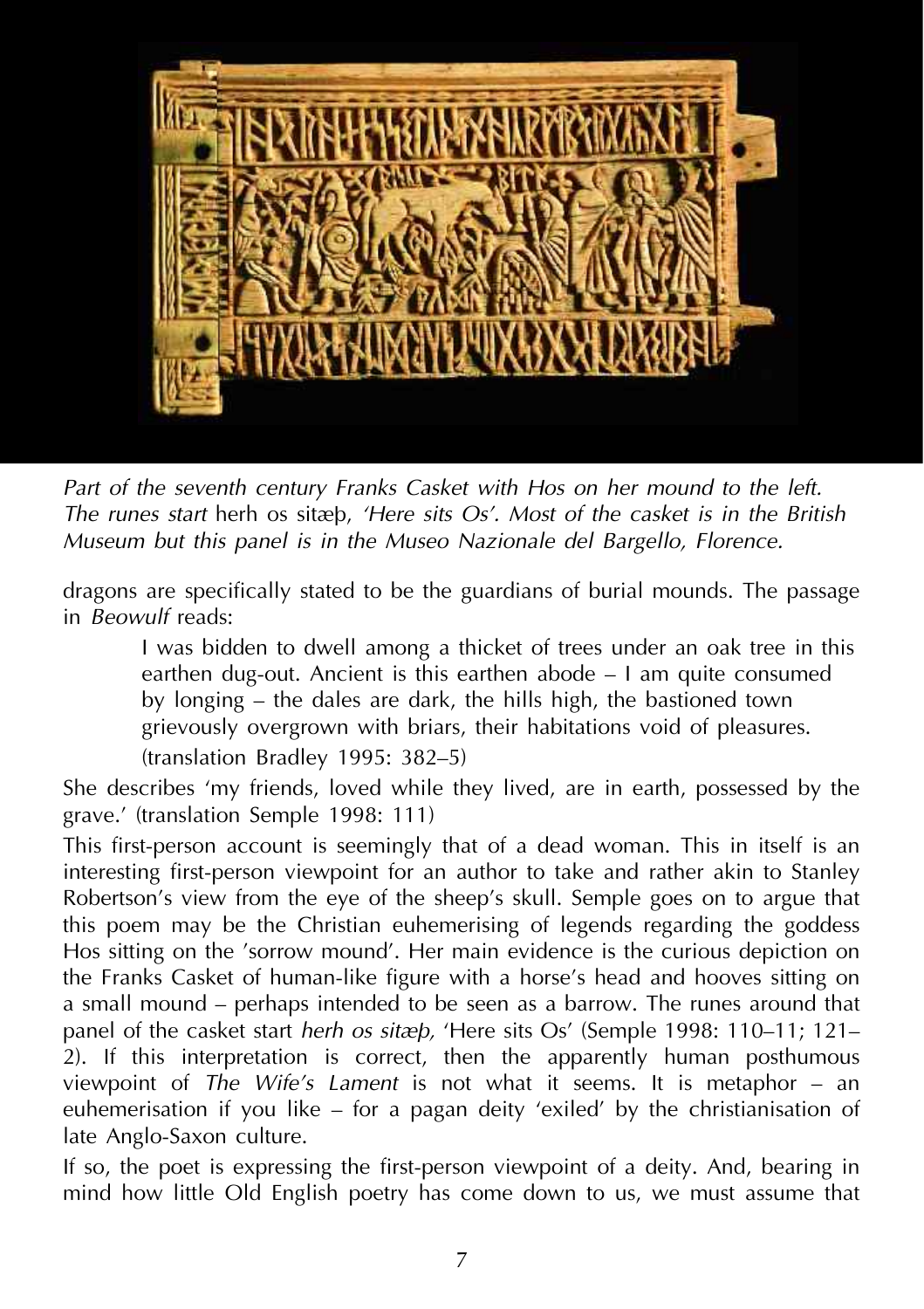*Part of the seventh century Franks Casket with Hos on her mound to the left. The runes start* herh os sitæþ, *'Here sits Os'. Most of the casket is in the British Museum but this panel is in the Museo Nazionale del Bargello, Florence.*

dragons are specifically stated to be the guardians of burial mounds. The passage in *Beowulf* reads:

> I was bidden to dwell among a thicket of trees under an oak tree in this earthen dug-out. Ancient is this earthen abode – I am quite consumed by longing – the dales are dark, the hills high, the bastioned town grievously overgrown with briars, their habitations void of pleasures.
> (translation Bradley 1995: 382–5)

She describes 'my friends, loved while they lived, are in earth, possessed by the grave.' (translation Semple 1998: 111)

This first-person account is seemingly that of a dead woman. This in itself is an interesting first-person viewpoint for an author to take and rather akin to Stanley Robertson's view from the eye of the sheep's skull. Semple goes on to argue that this poem may be the Christian euhemerising of legends regarding the goddess Hos sitting on the 'sorrow mound'. Her main evidence is the curious depiction on the Franks Casket of human-like figure with a horse's head and hooves sitting on a small mound – perhaps intended to be seen as a barrow. The runes around that panel of the casket start *herh os sitæþ*, 'Here sits Os' (Semple 1998: 110–11; 121–2). If this interpretation is correct, then the apparently human posthumous viewpoint of *The Wife's Lament* is not what it seems. It is metaphor – an euhemerisation if you like – for a pagan deity 'exiled' by the christianisation of late Anglo-Saxon culture.

If so, the poet is expressing the first-person viewpoint of a deity. And, bearing in mind how little Old English poetry has come down to us, we must assume that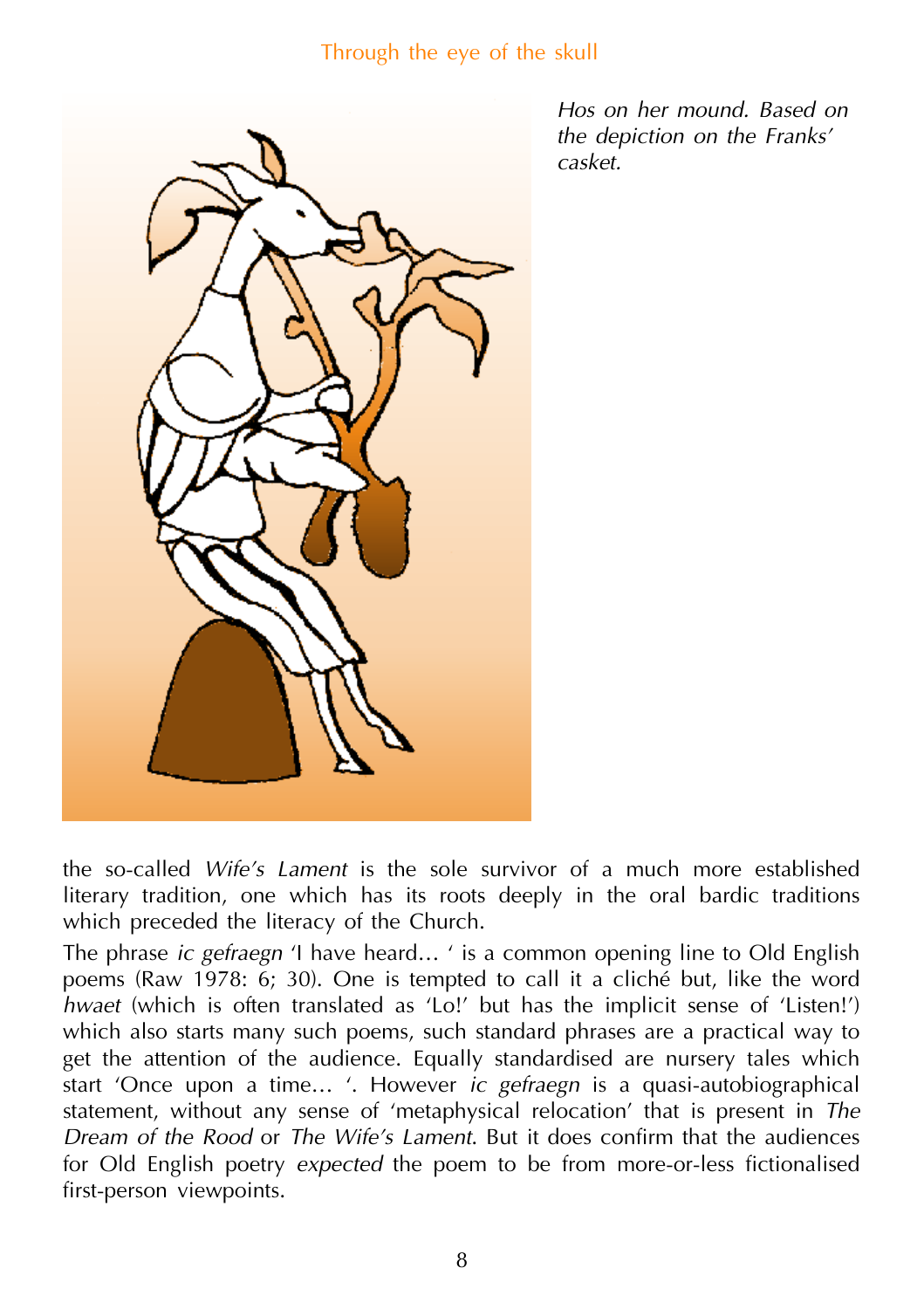*Hos on her mound. Based on the depiction on the Franks' casket.*

the so-called *Wife's Lament* is the sole survivor of a much more established literary tradition, one which has its roots deeply in the oral bardic traditions which preceded the literacy of the Church.

The phrase *ic gefraegn* 'I have heard… ' is a common opening line to Old English poems (Raw 1978: 6; 30). One is tempted to call it a cliché but, like the word *hwaet* (which is often translated as 'Lo!' but has the implicit sense of 'Listen!') which also starts many such poems, such standard phrases are a practical way to get the attention of the audience. Equally standardised are nursery tales which start 'Once upon a time… '. However *ic gefraegn* is a quasi-autobiographical statement, without any sense of 'metaphysical relocation' that is present in *The Dream of the Rood* or *The Wife's Lament*. But it does confirm that the audiences for Old English poetry *expected* the poem to be from more-or-less fictionalised first-person viewpoints.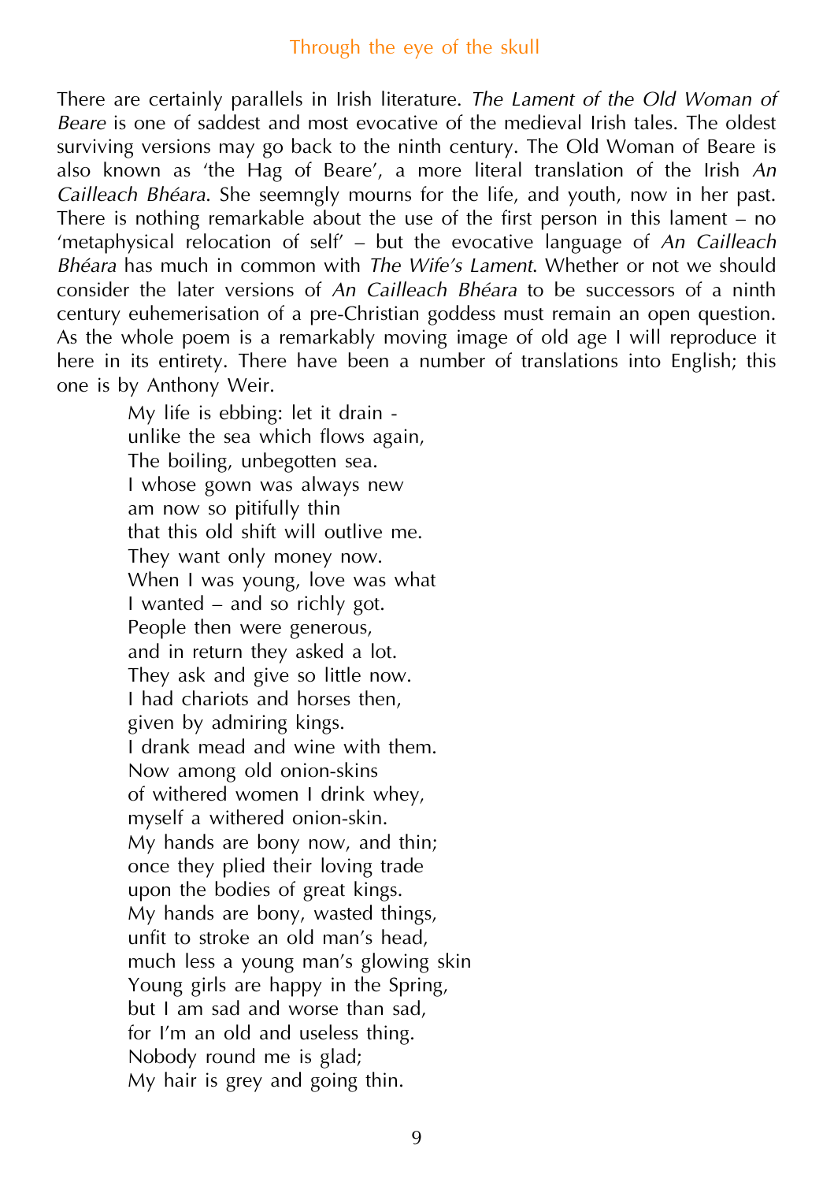There are certainly parallels in Irish literature. *The Lament of the Old Woman of Beare* is one of saddest and most evocative of the medieval Irish tales. The oldest surviving versions may go back to the ninth century. The Old Woman of Beare is also known as 'the Hag of Beare', a more literal translation of the Irish *An Cailleach Bhéara*. She seemngly mourns for the life, and youth, now in her past. There is nothing remarkable about the use of the first person in this lament – no 'metaphysical relocation of self' – but the evocative language of *An Cailleach Bhéara* has much in common with *The Wife's Lament*. Whether or not we should consider the later versions of *An Cailleach Bhéara* to be successors of a ninth century euhemerisation of a pre-Christian goddess must remain an open question. As the whole poem is a remarkably moving image of old age I will reproduce it here in its entirety. There have been a number of translations into English; this one is by Anthony Weir.

> My life is ebbing: let it drain -
> unlike the sea which flows again,
> The boiling, unbegotten sea.
> I whose gown was always new
> am now so pitifully thin
> that this old shift will outlive me.
> They want only money now.
> When I was young, love was what
> I wanted – and so richly got.
> People then were generous,
> and in return they asked a lot.
> They ask and give so little now.
> I had chariots and horses then,
> given by admiring kings.
> I drank mead and wine with them.
> Now among old onion-skins
> of withered women I drink whey,
> myself a withered onion-skin.
> My hands are bony now, and thin;
> once they plied their loving trade
> upon the bodies of great kings.
> My hands are bony, wasted things,
> unfit to stroke an old man's head,
> much less a young man's glowing skin
> Young girls are happy in the Spring,
> but I am sad and worse than sad,
> for I'm an old and useless thing.
> Nobody round me is glad;
> My hair is grey and going thin.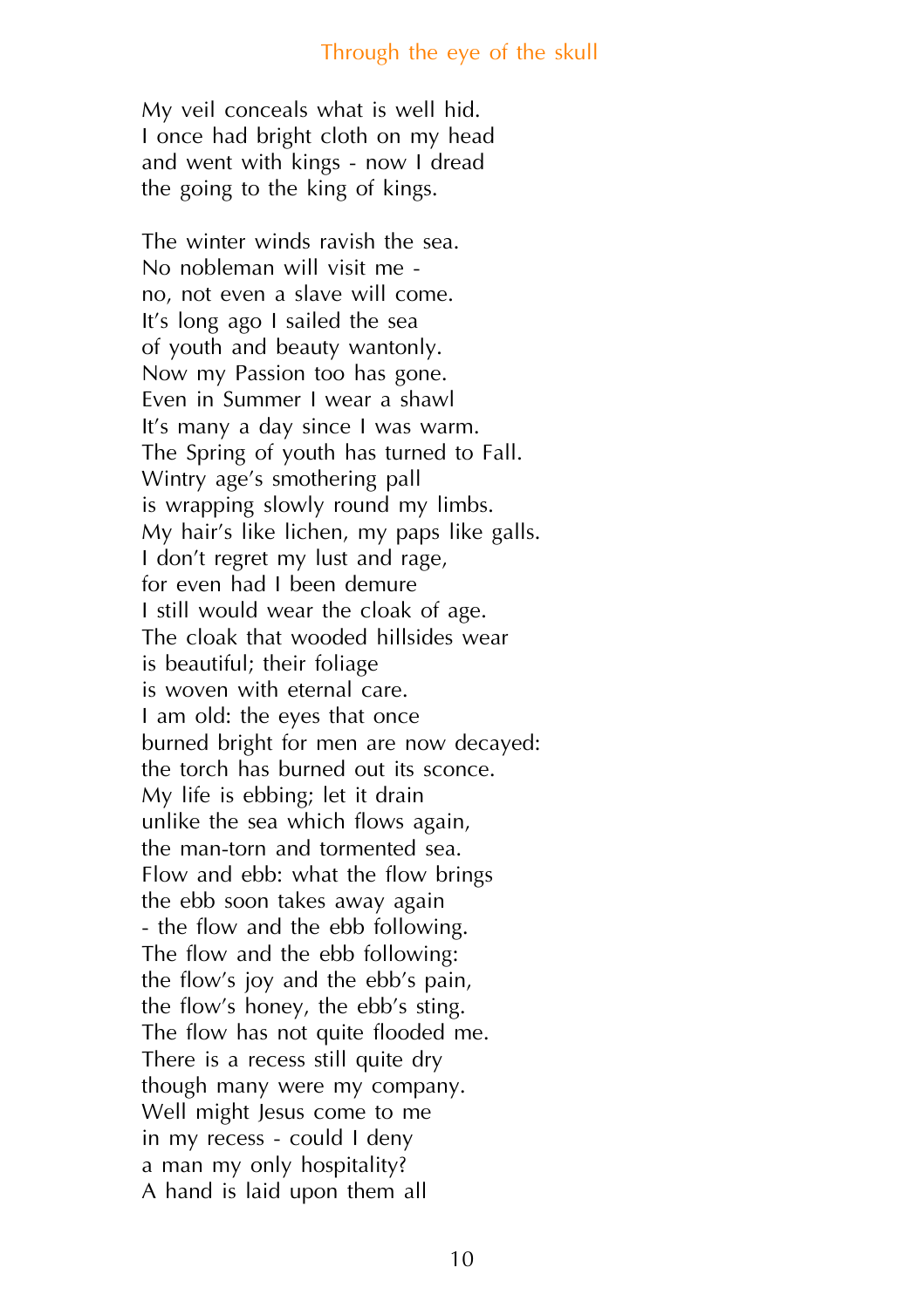My veil conceals what is well hid.
I once had bright cloth on my head
and went with kings - now I dread
the going to the king of kings.

The winter winds ravish the sea.
No nobleman will visit me -
no, not even a slave will come.
It's long ago I sailed the sea
of youth and beauty wantonly.
Now my Passion too has gone.
Even in Summer I wear a shawl
It's many a day since I was warm.
The Spring of youth has turned to Fall.
Wintry age's smothering pall
is wrapping slowly round my limbs.
My hair's like lichen, my paps like galls.
I don't regret my lust and rage,
for even had I been demure
I still would wear the cloak of age.
The cloak that wooded hillsides wear
is beautiful; their foliage
is woven with eternal care.
I am old: the eyes that once
burned bright for men are now decayed:
the torch has burned out its sconce.
My life is ebbing; let it drain
unlike the sea which flows again,
the man-torn and tormented sea.
Flow and ebb: what the flow brings
the ebb soon takes away again
- the flow and the ebb following.
The flow and the ebb following:
the flow's joy and the ebb's pain,
the flow's honey, the ebb's sting.
The flow has not quite flooded me.
There is a recess still quite dry
though many were my company.
Well might Jesus come to me
in my recess - could I deny
a man my only hospitality?
A hand is laid upon them all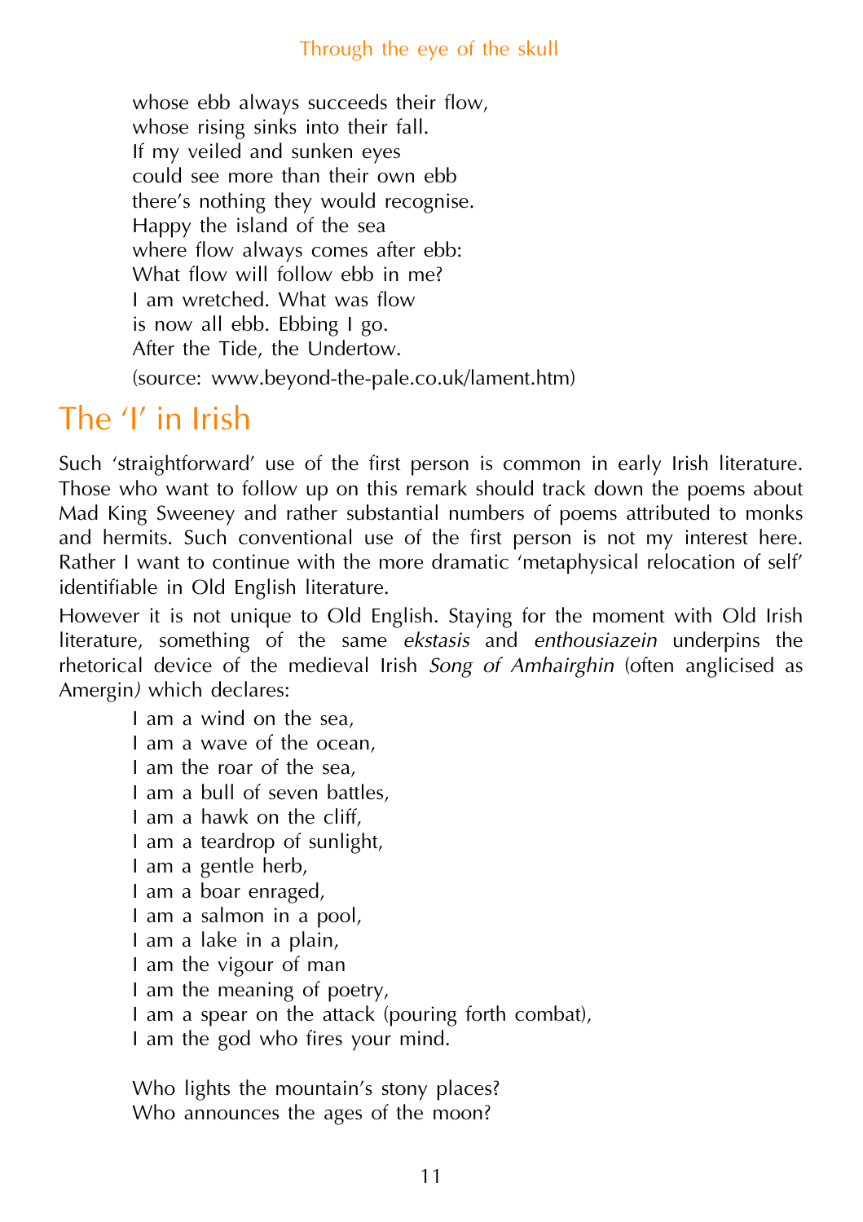whose ebb always succeeds their flow,
whose rising sinks into their fall.
If my veiled and sunken eyes
could see more than their own ebb
there's nothing they would recognise.
Happy the island of the sea
where flow always comes after ebb:
What flow will follow ebb in me?
I am wretched. What was flow
is now all ebb. Ebbing I go.
After the Tide, the Undertow.

(source: www.beyond-the-pale.co.uk/lament.htm)

## The 'I' in Irish

Such 'straightforward' use of the first person is common in early Irish literature. Those who want to follow up on this remark should track down the poems about Mad King Sweeney and rather substantial numbers of poems attributed to monks and hermits. Such conventional use of the first person is not my interest here. Rather I want to continue with the more dramatic 'metaphysical relocation of self' identifiable in Old English literature.

However it is not unique to Old English. Staying for the moment with Old Irish literature, something of the same *ekstasis* and *enthousiazein* underpins the rhetorical device of the medieval Irish *Song of Amhairghin* (often anglicised as Amergin) which declares:

I am a wind on the sea,
I am a wave of the ocean,
I am the roar of the sea,
I am a bull of seven battles,
I am a hawk on the cliff,
I am a teardrop of sunlight,
I am a gentle herb,
I am a boar enraged,
I am a salmon in a pool,
I am a lake in a plain,
I am the vigour of man
I am the meaning of poetry,
I am a spear on the attack (pouring forth combat),
I am the god who fires your mind.

Who lights the mountain's stony places?
Who announces the ages of the moon?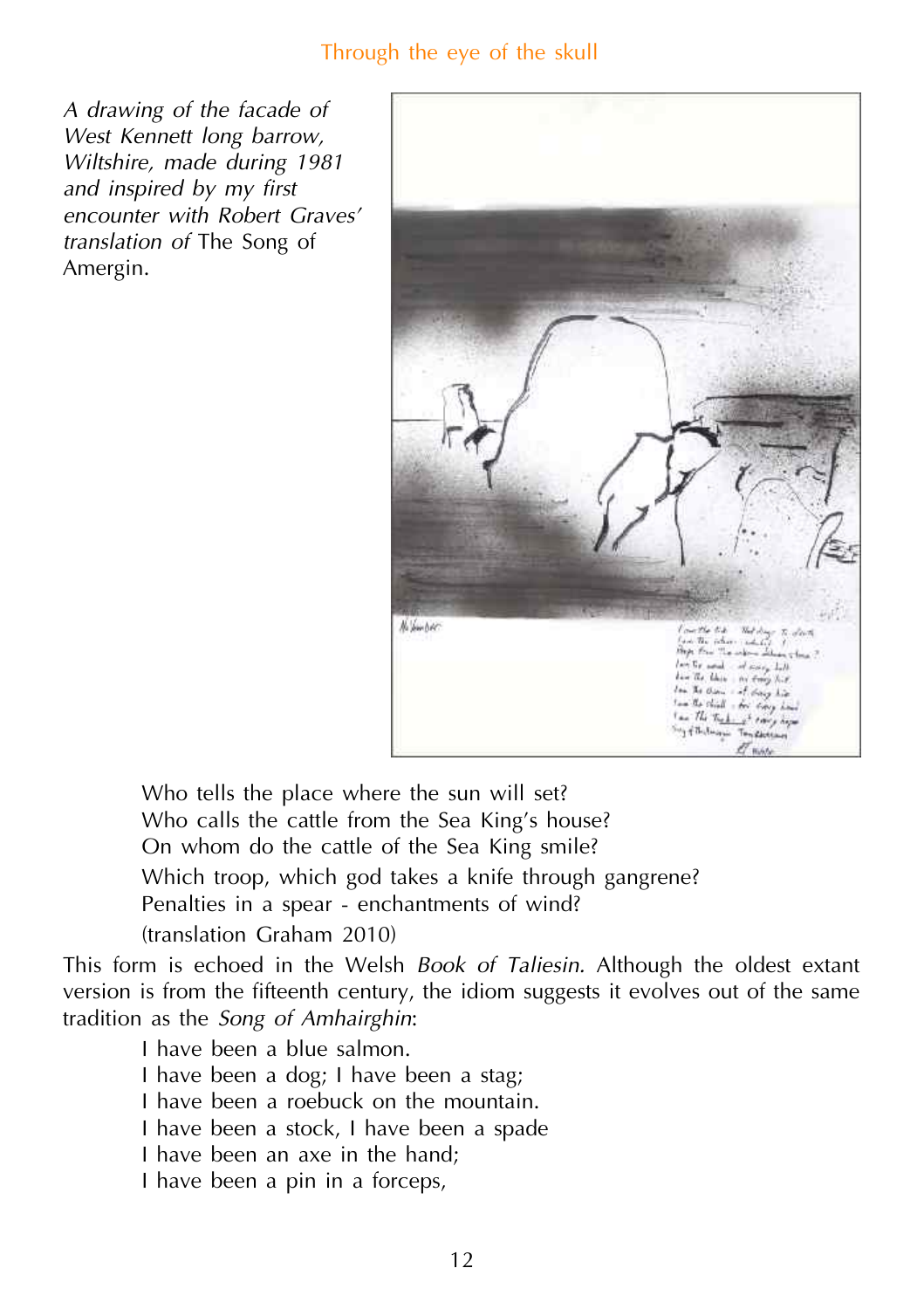*A drawing of the facade of West Kennett long barrow, Wiltshire, made during 1981 and inspired by my first encounter with Robert Graves' translation of* The Song of Amergin.

> Who tells the place where the sun will set?
> Who calls the cattle from the Sea King's house?
> On whom do the cattle of the Sea King smile?
> Which troop, which god takes a knife through gangrene?
> Penalties in a spear - enchantments of wind?
> (translation Graham 2010)

This form is echoed in the Welsh *Book of Taliesin.* Although the oldest extant version is from the fifteenth century, the idiom suggests it evolves out of the same tradition as the *Song of Amhairghin*:

> I have been a blue salmon.
> I have been a dog; I have been a stag;
> I have been a roebuck on the mountain.
> I have been a stock, I have been a spade
> I have been an axe in the hand;
> I have been a pin in a forceps,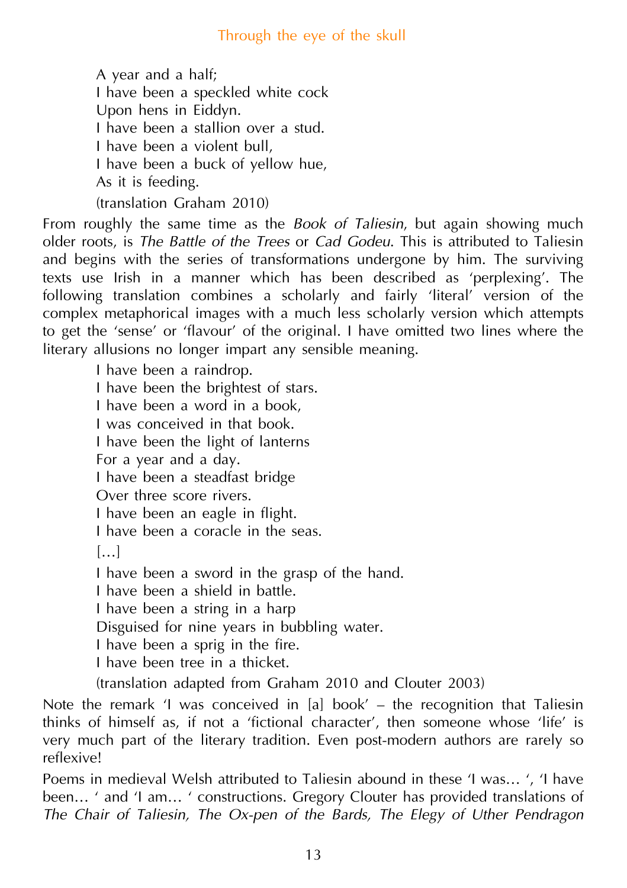A year and a half;  
I have been a speckled white cock  
Upon hens in Eiddyn.  
I have been a stallion over a stud.  
I have been a violent bull,  
I have been a buck of yellow hue,  
As it is feeding.

(translation Graham 2010)

From roughly the same time as the *Book of Taliesin*, but again showing much older roots, is *The Battle of the Trees* or *Cad Godeu*. This is attributed to Taliesin and begins with the series of transformations undergone by him. The surviving texts use Irish in a manner which has been described as 'perplexing'. The following translation combines a scholarly and fairly 'literal' version of the complex metaphorical images with a much less scholarly version which attempts to get the 'sense' or 'flavour' of the original. I have omitted two lines where the literary allusions no longer impart any sensible meaning.

I have been a raindrop.  
I have been the brightest of stars.  
I have been a word in a book,  
I was conceived in that book.  
I have been the light of lanterns  
For a year and a day.  
I have been a steadfast bridge  
Over three score rivers.  
I have been an eagle in flight.  
I have been a coracle in the seas.

[…]

I have been a sword in the grasp of the hand.  
I have been a shield in battle.  
I have been a string in a harp  
Disguised for nine years in bubbling water.  
I have been a sprig in the fire.  
I have been tree in a thicket.

(translation adapted from Graham 2010 and Clouter 2003)

Note the remark 'I was conceived in [a] book' – the recognition that Taliesin thinks of himself as, if not a 'fictional character', then someone whose 'life' is very much part of the literary tradition. Even post-modern authors are rarely so reflexive!

Poems in medieval Welsh attributed to Taliesin abound in these 'I was… ', 'I have been… ' and 'I am… ' constructions. Gregory Clouter has provided translations of *The Chair of Taliesin, The Ox-pen of the Bards, The Elegy of Uther Pendragon*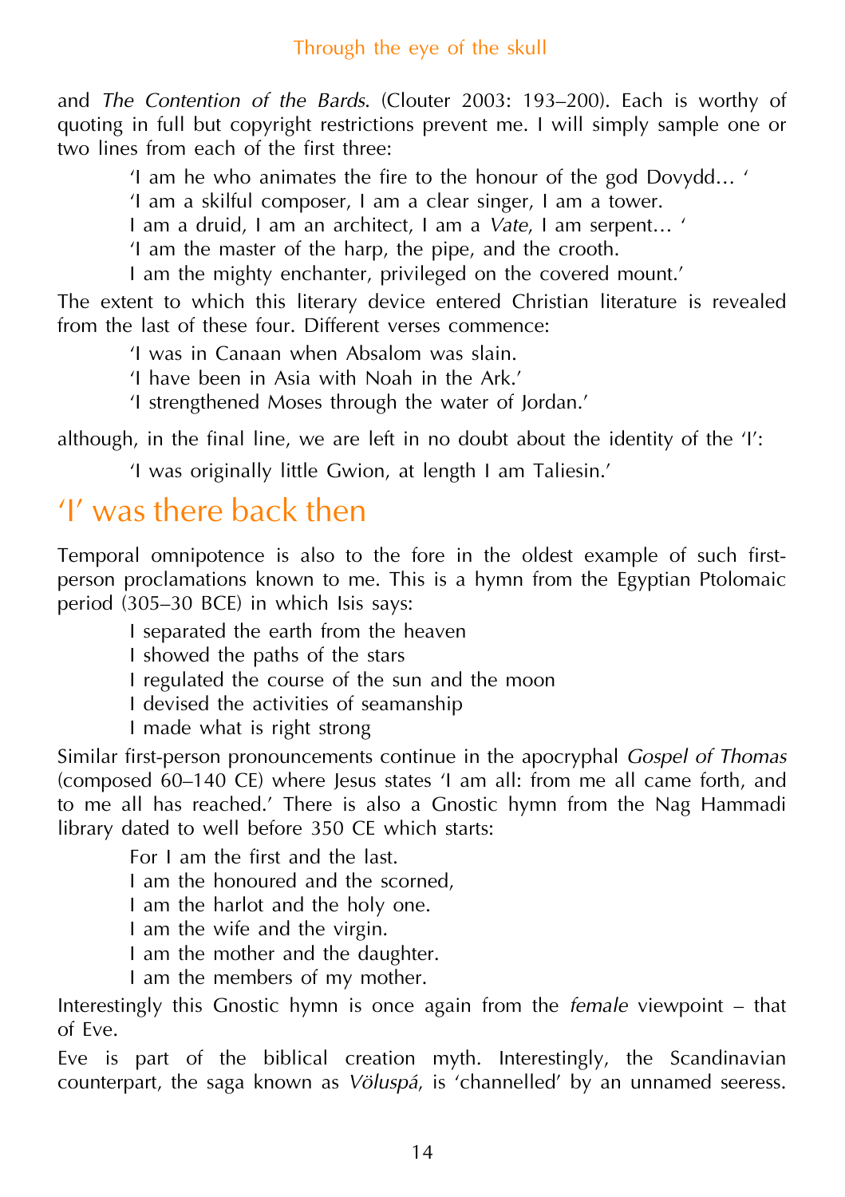and *The Contention of the Bards*. (Clouter 2003: 193–200). Each is worthy of quoting in full but copyright restrictions prevent me. I will simply sample one or two lines from each of the first three:

> 'I am he who animates the fire to the honour of the god Dovydd… '
>
> 'I am a skilful composer, I am a clear singer, I am a tower.
> I am a druid, I am an architect, I am a *Vate*, I am serpent… '
>
> 'I am the master of the harp, the pipe, and the crooth.
> I am the mighty enchanter, privileged on the covered mount.'

The extent to which this literary device entered Christian literature is revealed from the last of these four. Different verses commence:

> 'I was in Canaan when Absalom was slain.
>
> 'I have been in Asia with Noah in the Ark.'
>
> 'I strengthened Moses through the water of Jordan.'

although, in the final line, we are left in no doubt about the identity of the 'I':

> 'I was originally little Gwion, at length I am Taliesin.'

## 'I' was there back then

Temporal omnipotence is also to the fore in the oldest example of such first-person proclamations known to me. This is a hymn from the Egyptian Ptolomaic period (305–30 BCE) in which Isis says:

> I separated the earth from the heaven
> I showed the paths of the stars
> I regulated the course of the sun and the moon
> I devised the activities of seamanship
> I made what is right strong

Similar first-person pronouncements continue in the apocryphal *Gospel of Thomas* (composed 60–140 CE) where Jesus states 'I am all: from me all came forth, and to me all has reached.' There is also a Gnostic hymn from the Nag Hammadi library dated to well before 350 CE which starts:

> For I am the first and the last.
> I am the honoured and the scorned,
> I am the harlot and the holy one.
> I am the wife and the virgin.
> I am the mother and the daughter.
> I am the members of my mother.

Interestingly this Gnostic hymn is once again from the *female* viewpoint – that of Eve.

Eve is part of the biblical creation myth. Interestingly, the Scandinavian counterpart, the saga known as *Völuspá*, is 'channelled' by an unnamed seeress.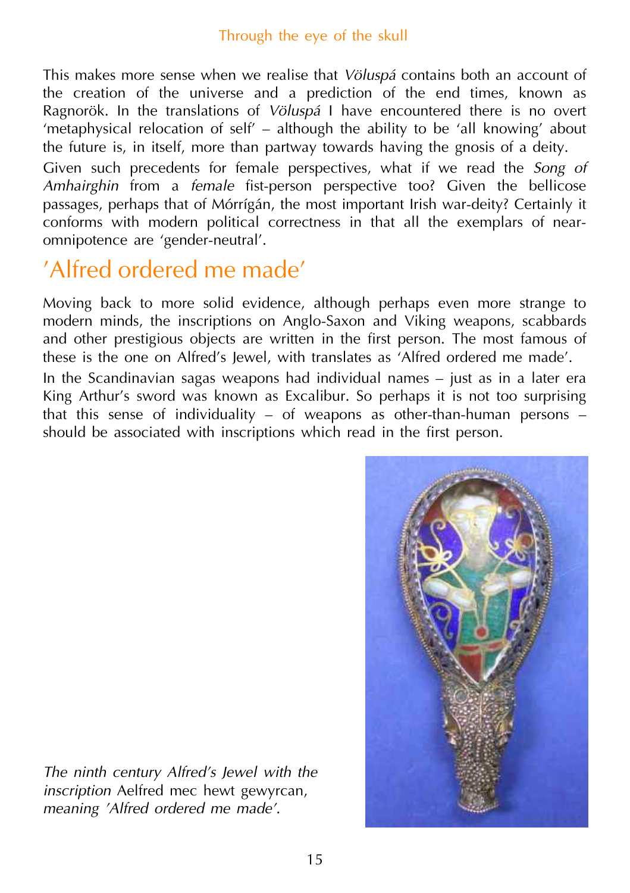This makes more sense when we realise that *Völuspá* contains both an account of the creation of the universe and a prediction of the end times, known as Ragnorök. In the translations of *Völuspá* I have encountered there is no overt 'metaphysical relocation of self' – although the ability to be 'all knowing' about the future is, in itself, more than partway towards having the gnosis of a deity.

Given such precedents for female perspectives, what if we read the *Song of Amhairghin* from a *female* fist-person perspective too? Given the bellicose passages, perhaps that of Mórrígán, the most important Irish war-deity? Certainly it conforms with modern political correctness in that all the exemplars of near-omnipotence are 'gender-neutral'.

## 'Alfred ordered me made'

Moving back to more solid evidence, although perhaps even more strange to modern minds, the inscriptions on Anglo-Saxon and Viking weapons, scabbards and other prestigious objects are written in the first person. The most famous of these is the one on Alfred's Jewel, with translates as 'Alfred ordered me made'.

In the Scandinavian sagas weapons had individual names – just as in a later era King Arthur's sword was known as Excalibur. So perhaps it is not too surprising that this sense of individuality – of weapons as other-than-human persons – should be associated with inscriptions which read in the first person.

*The ninth century Alfred's Jewel with the inscription* Aelfred mec hewt gewyrcan, *meaning 'Alfred ordered me made'.*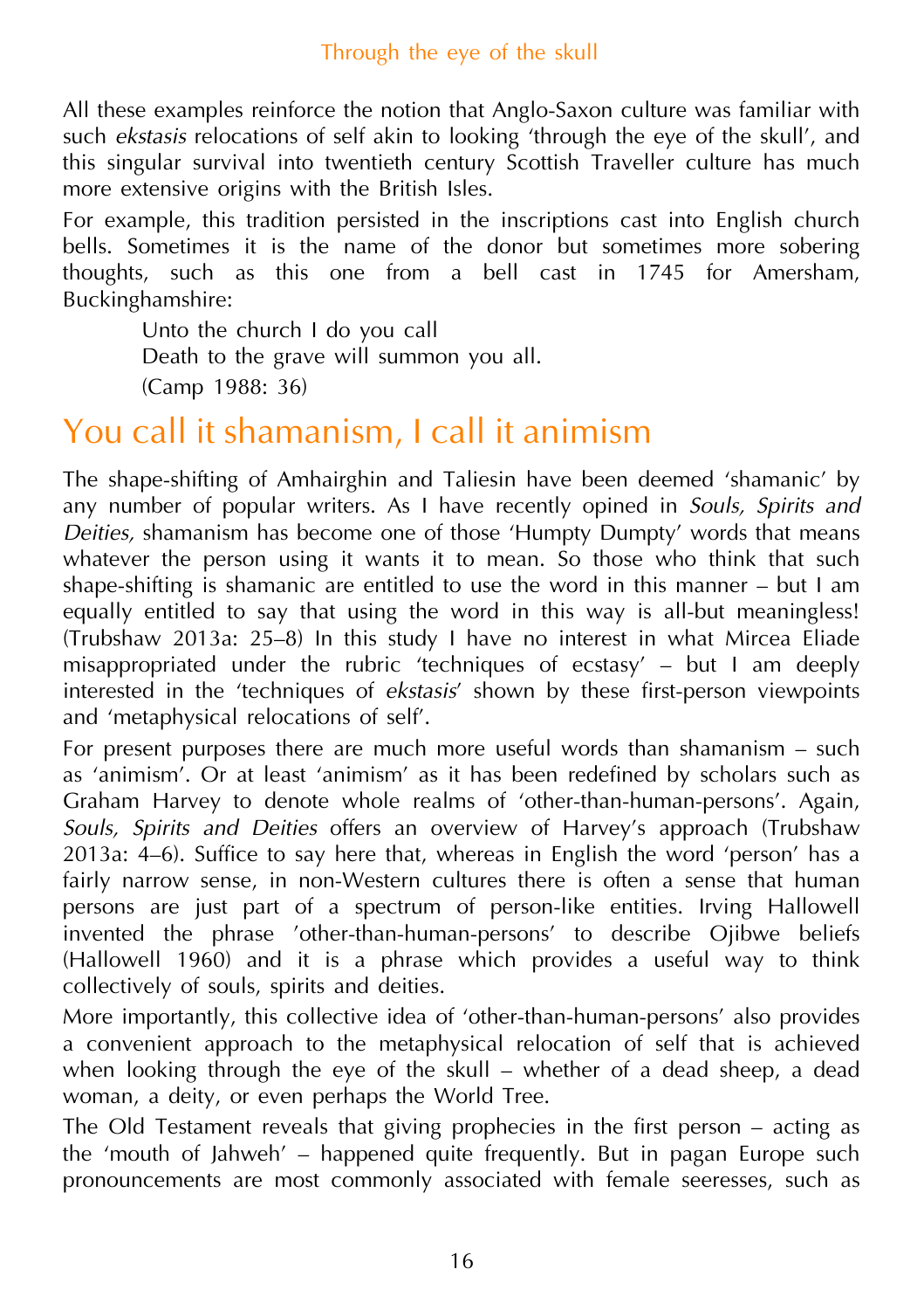All these examples reinforce the notion that Anglo-Saxon culture was familiar with such *ekstasis* relocations of self akin to looking 'through the eye of the skull', and this singular survival into twentieth century Scottish Traveller culture has much more extensive origins with the British Isles.

For example, this tradition persisted in the inscriptions cast into English church bells. Sometimes it is the name of the donor but sometimes more sobering thoughts, such as this one from a bell cast in 1745 for Amersham, Buckinghamshire:

> Unto the church I do you call
> Death to the grave will summon you all.
> (Camp 1988: 36)

## You call it shamanism, I call it animism

The shape-shifting of Amhairghin and Taliesin have been deemed 'shamanic' by any number of popular writers. As I have recently opined in *Souls, Spirits and Deities,* shamanism has become one of those 'Humpty Dumpty' words that means whatever the person using it wants it to mean. So those who think that such shape-shifting is shamanic are entitled to use the word in this manner – but I am equally entitled to say that using the word in this way is all-but meaningless! (Trubshaw 2013a: 25–8) In this study I have no interest in what Mircea Eliade misappropriated under the rubric 'techniques of ecstasy' – but I am deeply interested in the 'techniques of *ekstasis*' shown by these first-person viewpoints and 'metaphysical relocations of self'.

For present purposes there are much more useful words than shamanism – such as 'animism'. Or at least 'animism' as it has been redefined by scholars such as Graham Harvey to denote whole realms of 'other-than-human-persons'. Again, *Souls, Spirits and Deities* offers an overview of Harvey's approach (Trubshaw 2013a: 4–6). Suffice to say here that, whereas in English the word 'person' has a fairly narrow sense, in non-Western cultures there is often a sense that human persons are just part of a spectrum of person-like entities. Irving Hallowell invented the phrase 'other-than-human-persons' to describe Ojibwe beliefs (Hallowell 1960) and it is a phrase which provides a useful way to think collectively of souls, spirits and deities.

More importantly, this collective idea of 'other-than-human-persons' also provides a convenient approach to the metaphysical relocation of self that is achieved when looking through the eye of the skull – whether of a dead sheep, a dead woman, a deity, or even perhaps the World Tree.

The Old Testament reveals that giving prophecies in the first person – acting as the 'mouth of Jahweh' – happened quite frequently. But in pagan Europe such pronouncements are most commonly associated with female seeresses, such as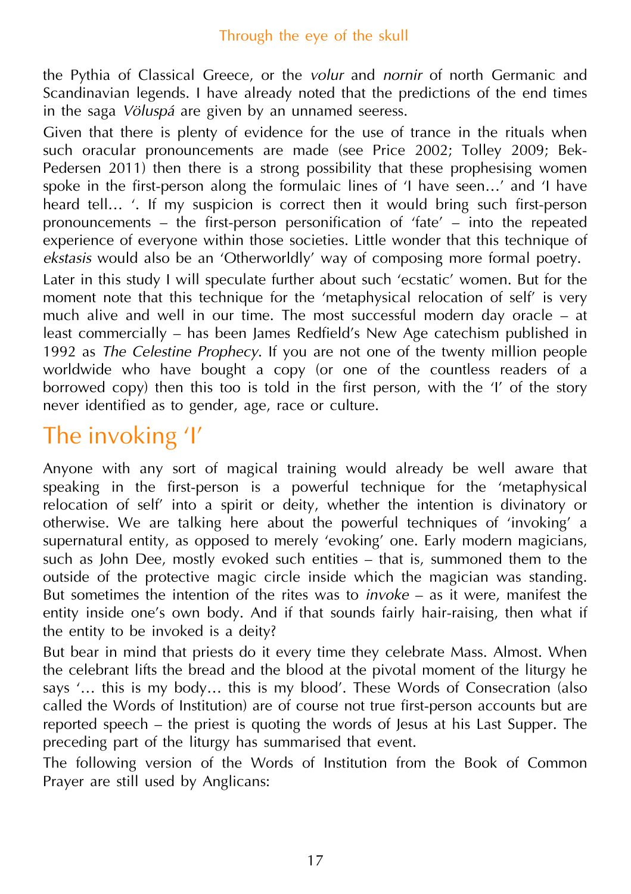the Pythia of Classical Greece, or the *volur* and *nornir* of north Germanic and Scandinavian legends. I have already noted that the predictions of the end times in the saga *Völuspá* are given by an unnamed seeress.

Given that there is plenty of evidence for the use of trance in the rituals when such oracular pronouncements are made (see Price 2002; Tolley 2009; Bek-Pedersen 2011) then there is a strong possibility that these prophesising women spoke in the first-person along the formulaic lines of 'I have seen…' and 'I have heard tell… '. If my suspicion is correct then it would bring such first-person pronouncements – the first-person personification of 'fate' – into the repeated experience of everyone within those societies. Little wonder that this technique of *ekstasis* would also be an 'Otherworldly' way of composing more formal poetry.

Later in this study I will speculate further about such 'ecstatic' women. But for the moment note that this technique for the 'metaphysical relocation of self' is very much alive and well in our time. The most successful modern day oracle – at least commercially – has been James Redfield's New Age catechism published in 1992 as *The Celestine Prophecy*. If you are not one of the twenty million people worldwide who have bought a copy (or one of the countless readers of a borrowed copy) then this too is told in the first person, with the 'I' of the story never identified as to gender, age, race or culture.

## The invoking 'I'

Anyone with any sort of magical training would already be well aware that speaking in the first-person is a powerful technique for the 'metaphysical relocation of self' into a spirit or deity, whether the intention is divinatory or otherwise. We are talking here about the powerful techniques of 'invoking' a supernatural entity, as opposed to merely 'evoking' one. Early modern magicians, such as John Dee, mostly evoked such entities – that is, summoned them to the outside of the protective magic circle inside which the magician was standing. But sometimes the intention of the rites was to *invoke* – as it were, manifest the entity inside one's own body. And if that sounds fairly hair-raising, then what if the entity to be invoked is a deity?

But bear in mind that priests do it every time they celebrate Mass. Almost. When the celebrant lifts the bread and the blood at the pivotal moment of the liturgy he says '… this is my body… this is my blood'. These Words of Consecration (also called the Words of Institution) are of course not true first-person accounts but are reported speech – the priest is quoting the words of Jesus at his Last Supper. The preceding part of the liturgy has summarised that event.

The following version of the Words of Institution from the Book of Common Prayer are still used by Anglicans: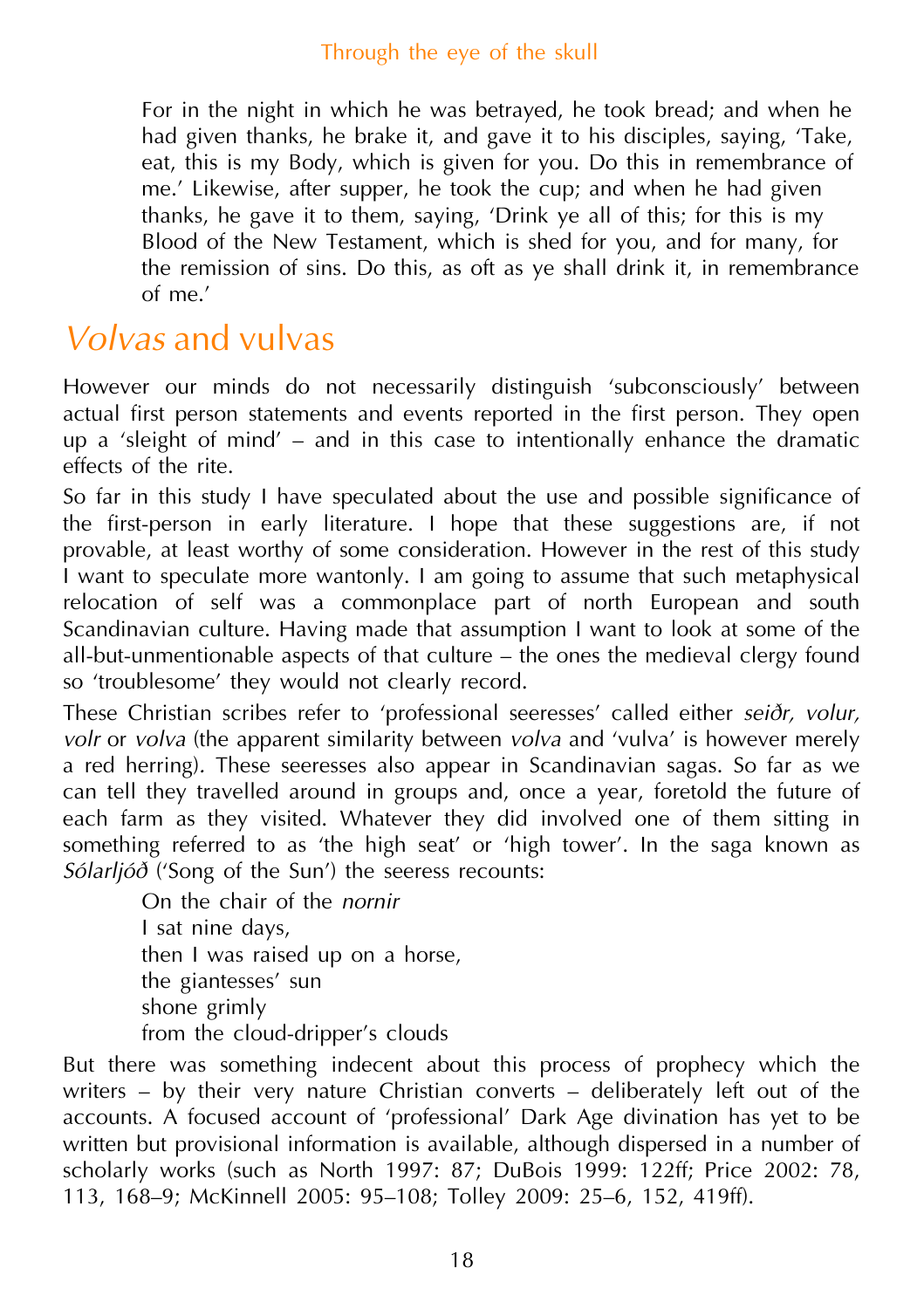> For in the night in which he was betrayed, he took bread; and when he had given thanks, he brake it, and gave it to his disciples, saying, 'Take, eat, this is my Body, which is given for you. Do this in remembrance of me.' Likewise, after supper, he took the cup; and when he had given thanks, he gave it to them, saying, 'Drink ye all of this; for this is my Blood of the New Testament, which is shed for you, and for many, for the remission of sins. Do this, as oft as ye shall drink it, in remembrance of me.'

## *Volvas* and vulvas

However our minds do not necessarily distinguish 'subconsciously' between actual first person statements and events reported in the first person. They open up a 'sleight of mind' – and in this case to intentionally enhance the dramatic effects of the rite.

So far in this study I have speculated about the use and possible significance of the first-person in early literature. I hope that these suggestions are, if not provable, at least worthy of some consideration. However in the rest of this study I want to speculate more wantonly. I am going to assume that such metaphysical relocation of self was a commonplace part of north European and south Scandinavian culture. Having made that assumption I want to look at some of the all-but-unmentionable aspects of that culture – the ones the medieval clergy found so 'troublesome' they would not clearly record.

These Christian scribes refer to 'professional seeresses' called either *seiðr, volur, volr* or *volva* (the apparent similarity between *volva* and 'vulva' is however merely a red herring). These seeresses also appear in Scandinavian sagas. So far as we can tell they travelled around in groups and, once a year, foretold the future of each farm as they visited. Whatever they did involved one of them sitting in something referred to as 'the high seat' or 'high tower'. In the saga known as *Sólarljóð* ('Song of the Sun') the seeress recounts:

> On the chair of the *nornir*
> I sat nine days,
> then I was raised up on a horse,
> the giantesses' sun
> shone grimly
> from the cloud-dripper's clouds

But there was something indecent about this process of prophecy which the writers – by their very nature Christian converts – deliberately left out of the accounts. A focused account of 'professional' Dark Age divination has yet to be written but provisional information is available, although dispersed in a number of scholarly works (such as North 1997: 87; DuBois 1999: 122ff; Price 2002: 78, 113, 168–9; McKinnell 2005: 95–108; Tolley 2009: 25–6, 152, 419ff).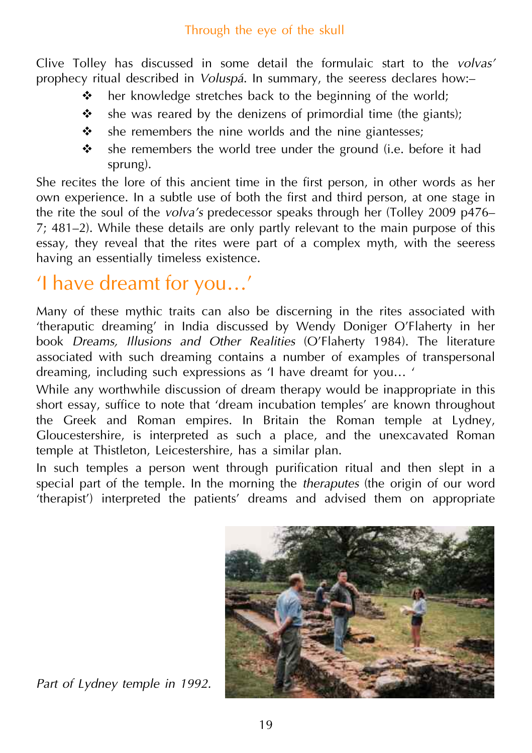Clive Tolley has discussed in some detail the formulaic start to the *volvas'* prophecy ritual described in *Voluspá*. In summary, the seeress declares how:–

- her knowledge stretches back to the beginning of the world;
- she was reared by the denizens of primordial time (the giants);
- she remembers the nine worlds and the nine giantesses;
- she remembers the world tree under the ground (i.e. before it had sprung).

She recites the lore of this ancient time in the first person, in other words as her own experience. In a subtle use of both the first and third person, at one stage in the rite the soul of the *volva's* predecessor speaks through her (Tolley 2009 p476–7; 481–2). While these details are only partly relevant to the main purpose of this essay, they reveal that the rites were part of a complex myth, with the seeress having an essentially timeless existence.

## 'I have dreamt for you…'

Many of these mythic traits can also be discerning in the rites associated with 'theraputic dreaming' in India discussed by Wendy Doniger O'Flaherty in her book *Dreams, Illusions and Other Realities* (O'Flaherty 1984). The literature associated with such dreaming contains a number of examples of transpersonal dreaming, including such expressions as 'I have dreamt for you… '

While any worthwhile discussion of dream therapy would be inappropriate in this short essay, suffice to note that 'dream incubation temples' are known throughout the Greek and Roman empires. In Britain the Roman temple at Lydney, Gloucestershire, is interpreted as such a place, and the unexcavated Roman temple at Thistleton, Leicestershire, has a similar plan.

In such temples a person went through purification ritual and then slept in a special part of the temple. In the morning the *therapute*s (the origin of our word 'therapist') interpreted the patients' dreams and advised them on appropriate

*Part of Lydney temple in 1992.*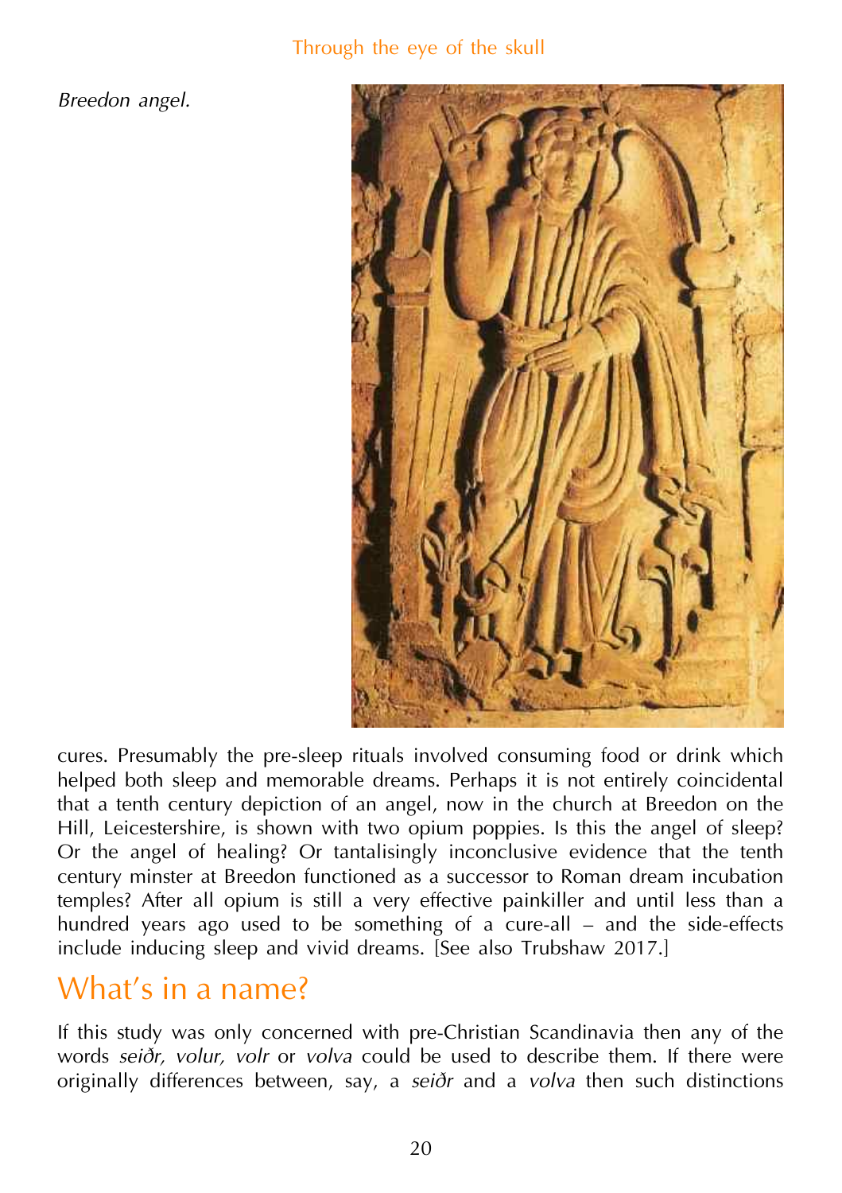*Breedon angel.*

cures. Presumably the pre-sleep rituals involved consuming food or drink which helped both sleep and memorable dreams. Perhaps it is not entirely coincidental that a tenth century depiction of an angel, now in the church at Breedon on the Hill, Leicestershire, is shown with two opium poppies. Is this the angel of sleep? Or the angel of healing? Or tantalisingly inconclusive evidence that the tenth century minster at Breedon functioned as a successor to Roman dream incubation temples? After all opium is still a very effective painkiller and until less than a hundred years ago used to be something of a cure-all – and the side-effects include inducing sleep and vivid dreams. [See also Trubshaw 2017.]

## What's in a name?

If this study was only concerned with pre-Christian Scandinavia then any of the words *seiðr, volur, volr* or *volva* could be used to describe them. If there were originally differences between, say, a *seiðr* and a *volva* then such distinctions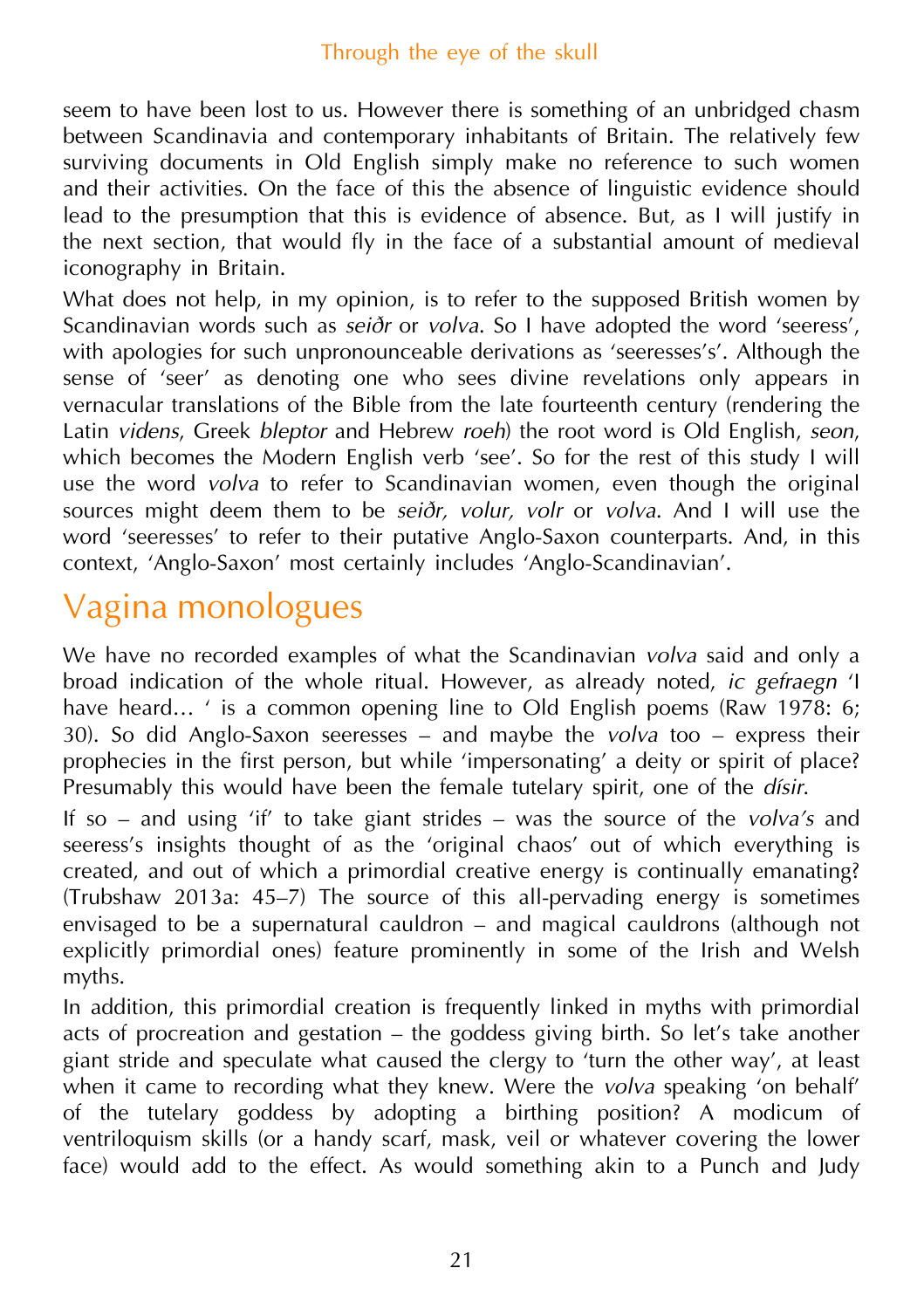seem to have been lost to us. However there is something of an unbridged chasm between Scandinavia and contemporary inhabitants of Britain. The relatively few surviving documents in Old English simply make no reference to such women and their activities. On the face of this the absence of linguistic evidence should lead to the presumption that this is evidence of absence. But, as I will justify in the next section, that would fly in the face of a substantial amount of medieval iconography in Britain.

What does not help, in my opinion, is to refer to the supposed British women by Scandinavian words such as *seiðr* or *volva*. So I have adopted the word 'seeress', with apologies for such unpronounceable derivations as 'seeresses's'. Although the sense of 'seer' as denoting one who sees divine revelations only appears in vernacular translations of the Bible from the late fourteenth century (rendering the Latin *videns*, Greek *bleptor* and Hebrew *roeh*) the root word is Old English, *seon*, which becomes the Modern English verb 'see'. So for the rest of this study I will use the word *volva* to refer to Scandinavian women, even though the original sources might deem them to be *seiðr, volur, volr* or *volva*. And I will use the word 'seeresses' to refer to their putative Anglo-Saxon counterparts. And, in this context, 'Anglo-Saxon' most certainly includes 'Anglo-Scandinavian'.

## Vagina monologues

We have no recorded examples of what the Scandinavian *volva* said and only a broad indication of the whole ritual. However, as already noted, *ic gefraegn* 'I have heard… ' is a common opening line to Old English poems (Raw 1978: 6; 30). So did Anglo-Saxon seeresses – and maybe the *volva* too – express their prophecies in the first person, but while 'impersonating' a deity or spirit of place? Presumably this would have been the female tutelary spirit, one of the *dísir*.

If so – and using 'if' to take giant strides – was the source of the *volva's* and seeress's insights thought of as the 'original chaos' out of which everything is created, and out of which a primordial creative energy is continually emanating? (Trubshaw 2013a: 45–7) The source of this all-pervading energy is sometimes envisaged to be a supernatural cauldron – and magical cauldrons (although not explicitly primordial ones) feature prominently in some of the Irish and Welsh myths.

In addition, this primordial creation is frequently linked in myths with primordial acts of procreation and gestation – the goddess giving birth. So let's take another giant stride and speculate what caused the clergy to 'turn the other way', at least when it came to recording what they knew. Were the *volva* speaking 'on behalf' of the tutelary goddess by adopting a birthing position? A modicum of ventriloquism skills (or a handy scarf, mask, veil or whatever covering the lower face) would add to the effect. As would something akin to a Punch and Judy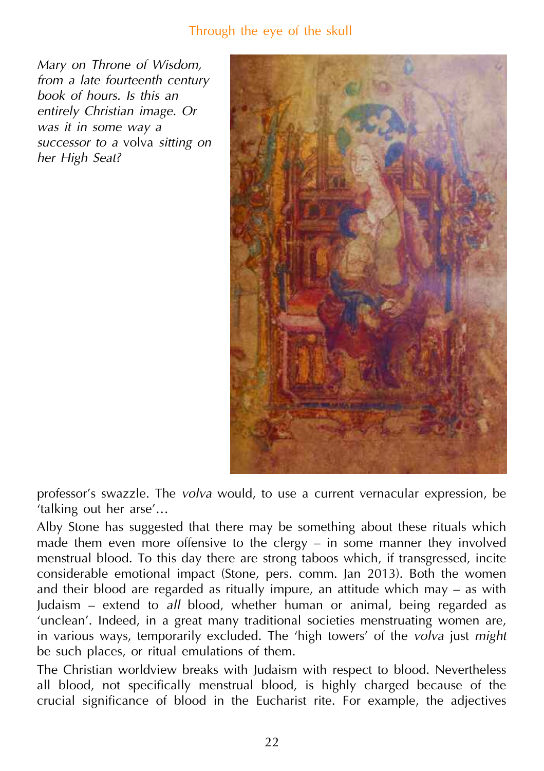*Mary on Throne of Wisdom, from a late fourteenth century book of hours. Is this an entirely Christian image. Or was it in some way a successor to a* volva *sitting on her High Seat?*

professor's swazzle. The *volva* would, to use a current vernacular expression, be 'talking out her arse'...

Alby Stone has suggested that there may be something about these rituals which made them even more offensive to the clergy – in some manner they involved menstrual blood. To this day there are strong taboos which, if transgressed, incite considerable emotional impact (Stone, pers. comm. Jan 2013). Both the women and their blood are regarded as ritually impure, an attitude which may – as with Judaism – extend to *all* blood, whether human or animal, being regarded as 'unclean'. Indeed, in a great many traditional societies menstruating women are, in various ways, temporarily excluded. The 'high towers' of the *volva* just *might* be such places, or ritual emulations of them.

The Christian worldview breaks with Judaism with respect to blood. Nevertheless all blood, not specifically menstrual blood, is highly charged because of the crucial significance of blood in the Eucharist rite. For example, the adjectives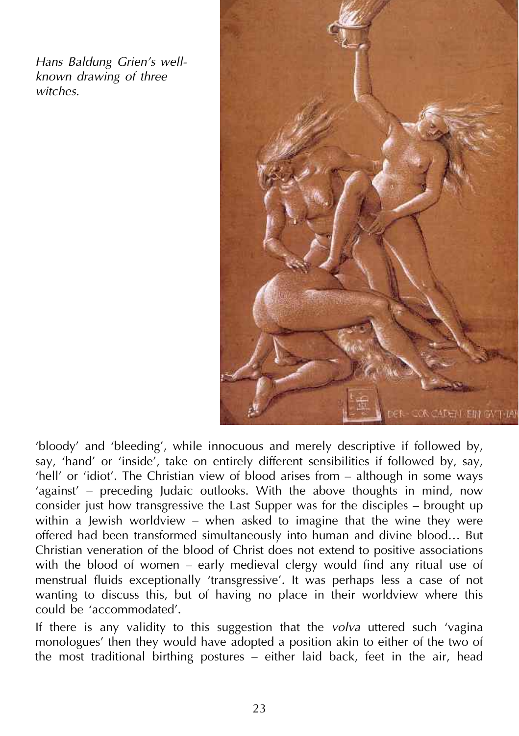*Hans Baldung Grien's well-known drawing of three witches.*

'bloody' and 'bleeding', while innocuous and merely descriptive if followed by, say, 'hand' or 'inside', take on entirely different sensibilities if followed by, say, 'hell' or 'idiot'. The Christian view of blood arises from – although in some ways 'against' – preceding Judaic outlooks. With the above thoughts in mind, now consider just how transgressive the Last Supper was for the disciples – brought up within a Jewish worldview – when asked to imagine that the wine they were offered had been transformed simultaneously into human and divine blood… But Christian veneration of the blood of Christ does not extend to positive associations with the blood of women – early medieval clergy would find any ritual use of menstrual fluids exceptionally 'transgressive'. It was perhaps less a case of not wanting to discuss this, but of having no place in their worldview where this could be 'accommodated'.

If there is any validity to this suggestion that the *volva* uttered such 'vagina monologues' then they would have adopted a position akin to either of the two of the most traditional birthing postures – either laid back, feet in the air, head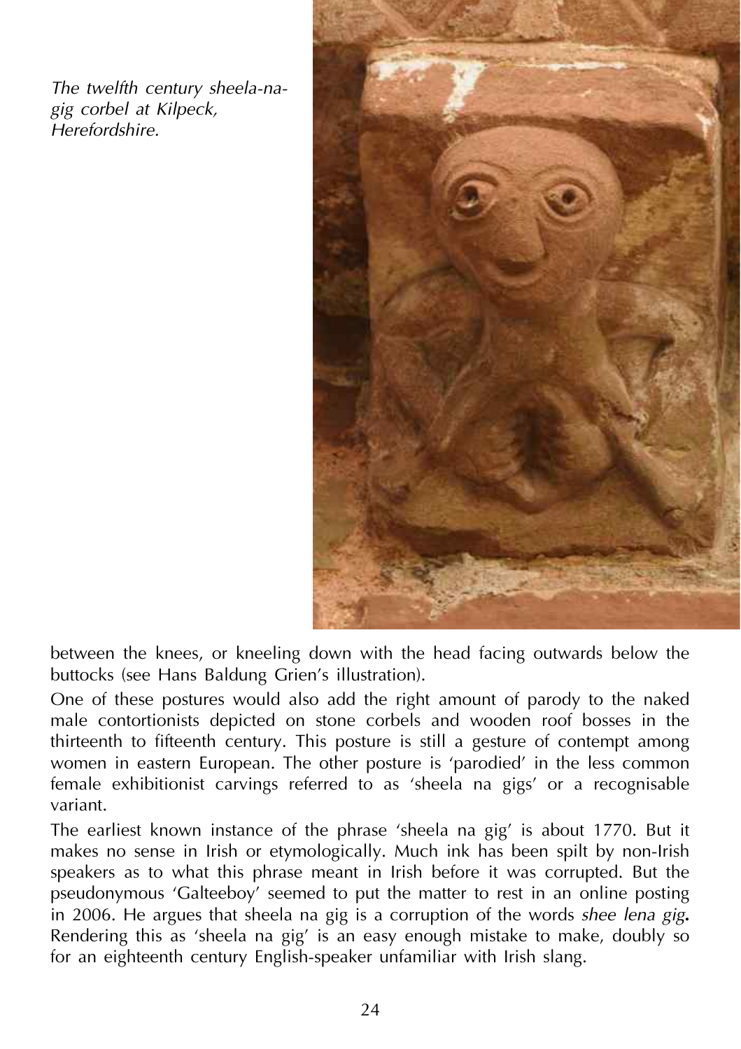*The twelfth century sheela-na-gig corbel at Kilpeck, Herefordshire.*

between the knees, or kneeling down with the head facing outwards below the buttocks (see Hans Baldung Grien's illustration).

One of these postures would also add the right amount of parody to the naked male contortionists depicted on stone corbels and wooden roof bosses in the thirteenth to fifteenth century. This posture is still a gesture of contempt among women in eastern European. The other posture is 'parodied' in the less common female exhibitionist carvings referred to as 'sheela na gigs' or a recognisable variant.

The earliest known instance of the phrase 'sheela na gig' is about 1770. But it makes no sense in Irish or etymologically. Much ink has been spilt by non-Irish speakers as to what this phrase meant in Irish before it was corrupted. But the pseudonymous 'Galteeboy' seemed to put the matter to rest in an online posting in 2006. He argues that sheela na gig is a corruption of the words *shee lena gig***.** Rendering this as 'sheela na gig' is an easy enough mistake to make, doubly so for an eighteenth century English-speaker unfamiliar with Irish slang.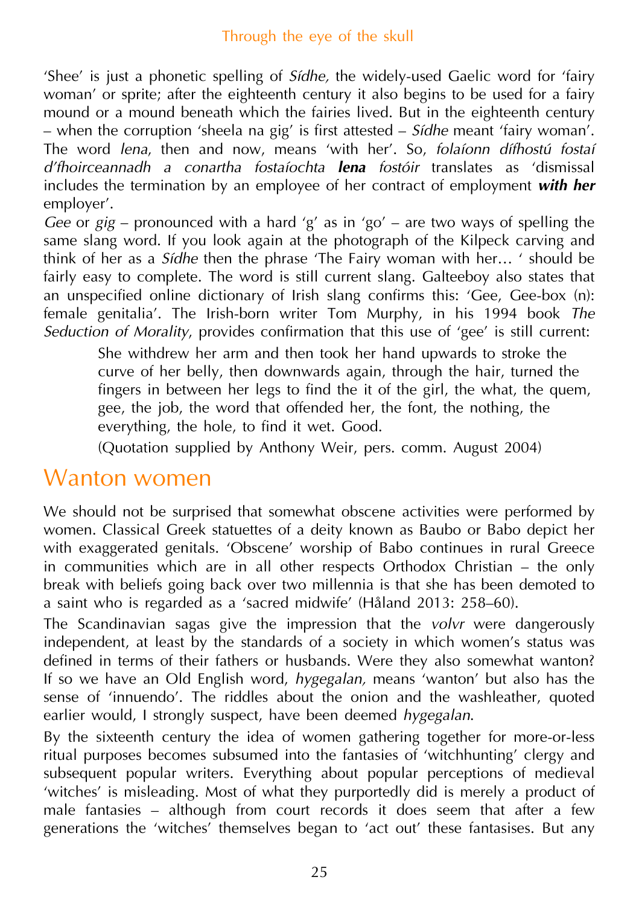'Shee' is just a phonetic spelling of *Sídhe,* the widely-used Gaelic word for 'fairy woman' or sprite; after the eighteenth century it also begins to be used for a fairy mound or a mound beneath which the fairies lived. But in the eighteenth century – when the corruption 'sheela na gig' is first attested – *Sídhe* meant 'fairy woman'. The word *lena*, then and now, means 'with her'. So, *folaíonn dífhostú fostaí d'fhoirceannadh a conartha fostaíochta **lena** fostóir* translates as 'dismissal includes the termination by an employee of her contract of employment ***with her*** employer'.

*Gee* or *gig* – pronounced with a hard 'g' as in 'go' – are two ways of spelling the same slang word. If you look again at the photograph of the Kilpeck carving and think of her as a *Sídhe* then the phrase 'The Fairy woman with her… ' should be fairly easy to complete. The word is still current slang. Galteeboy also states that an unspecified online dictionary of Irish slang confirms this: 'Gee, Gee-box (n): female genitalia'. The Irish-born writer Tom Murphy, in his 1994 book *The Seduction of Morality*, provides confirmation that this use of 'gee' is still current:

> She withdrew her arm and then took her hand upwards to stroke the curve of her belly, then downwards again, through the hair, turned the fingers in between her legs to find the it of the girl, the what, the quem, gee, the job, the word that offended her, the font, the nothing, the everything, the hole, to find it wet. Good.
>
> (Quotation supplied by Anthony Weir, pers. comm. August 2004)

## Wanton women

We should not be surprised that somewhat obscene activities were performed by women. Classical Greek statuettes of a deity known as Baubo or Babo depict her with exaggerated genitals. 'Obscene' worship of Babo continues in rural Greece in communities which are in all other respects Orthodox Christian – the only break with beliefs going back over two millennia is that she has been demoted to a saint who is regarded as a 'sacred midwife' (Håland 2013: 258–60).

The Scandinavian sagas give the impression that the *volvr* were dangerously independent, at least by the standards of a society in which women's status was defined in terms of their fathers or husbands. Were they also somewhat wanton? If so we have an Old English word, *hygegalan,* means 'wanton' but also has the sense of 'innuendo'. The riddles about the onion and the washleather, quoted earlier would, I strongly suspect, have been deemed *hygegalan*.

By the sixteenth century the idea of women gathering together for more-or-less ritual purposes becomes subsumed into the fantasies of 'witchhunting' clergy and subsequent popular writers. Everything about popular perceptions of medieval 'witches' is misleading. Most of what they purportedly did is merely a product of male fantasies – although from court records it does seem that after a few generations the 'witches' themselves began to 'act out' these fantasises. But any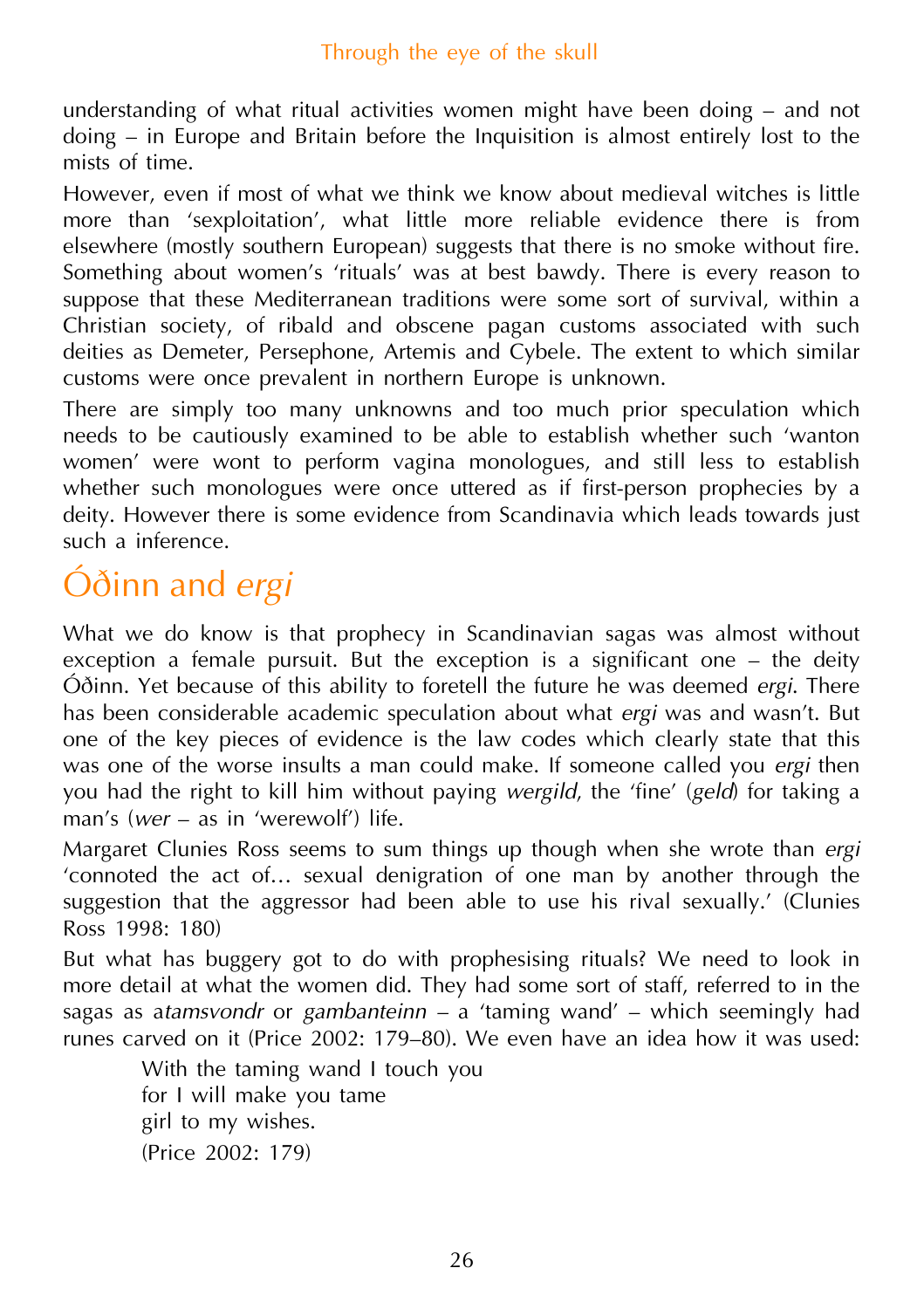understanding of what ritual activities women might have been doing – and not doing – in Europe and Britain before the Inquisition is almost entirely lost to the mists of time.

However, even if most of what we think we know about medieval witches is little more than 'sexploitation', what little more reliable evidence there is from elsewhere (mostly southern European) suggests that there is no smoke without fire. Something about women's 'rituals' was at best bawdy. There is every reason to suppose that these Mediterranean traditions were some sort of survival, within a Christian society, of ribald and obscene pagan customs associated with such deities as Demeter, Persephone, Artemis and Cybele. The extent to which similar customs were once prevalent in northern Europe is unknown.

There are simply too many unknowns and too much prior speculation which needs to be cautiously examined to be able to establish whether such 'wanton women' were wont to perform vagina monologues, and still less to establish whether such monologues were once uttered as if first-person prophecies by a deity. However there is some evidence from Scandinavia which leads towards just such a inference.

## Óðinn and *ergi*

What we do know is that prophecy in Scandinavian sagas was almost without exception a female pursuit. But the exception is a significant one – the deity Óðinn. Yet because of this ability to foretell the future he was deemed *ergi*. There has been considerable academic speculation about what *ergi* was and wasn't. But one of the key pieces of evidence is the law codes which clearly state that this was one of the worse insults a man could make. If someone called you *ergi* then you had the right to kill him without paying *wergild*, the 'fine' (*geld*) for taking a man's (*wer* – as in 'werewolf') life.

Margaret Clunies Ross seems to sum things up though when she wrote than *ergi* 'connoted the act of… sexual denigration of one man by another through the suggestion that the aggressor had been able to use his rival sexually.' (Clunies Ross 1998: 180)

But what has buggery got to do with prophesising rituals? We need to look in more detail at what the women did. They had some sort of staff, referred to in the sagas as a*tamsvondr* or *gambanteinn* – a 'taming wand' – which seemingly had runes carved on it (Price 2002: 179–80). We even have an idea how it was used:

> With the taming wand I touch you
> for I will make you tame
> girl to my wishes.
> (Price 2002: 179)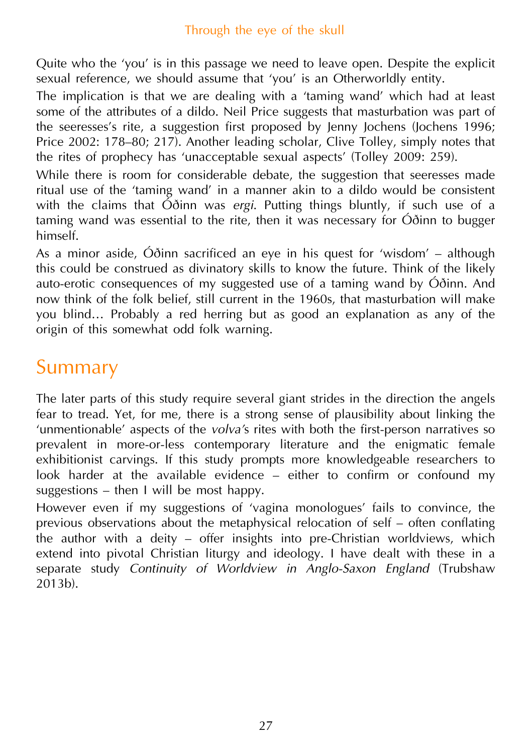Quite who the 'you' is in this passage we need to leave open. Despite the explicit sexual reference, we should assume that 'you' is an Otherworldly entity.

The implication is that we are dealing with a 'taming wand' which had at least some of the attributes of a dildo. Neil Price suggests that masturbation was part of the seeresses's rite, a suggestion first proposed by Jenny Jochens (Jochens 1996; Price 2002: 178–80; 217). Another leading scholar, Clive Tolley, simply notes that the rites of prophecy has 'unacceptable sexual aspects' (Tolley 2009: 259).

While there is room for considerable debate, the suggestion that seeresses made ritual use of the 'taming wand' in a manner akin to a dildo would be consistent with the claims that Óðinn was *ergi*. Putting things bluntly, if such use of a taming wand was essential to the rite, then it was necessary for Óðinn to bugger himself.

As a minor aside, Óðinn sacrificed an eye in his quest for 'wisdom' – although this could be construed as divinatory skills to know the future. Think of the likely auto-erotic consequences of my suggested use of a taming wand by Óðinn. And now think of the folk belief, still current in the 1960s, that masturbation will make you blind… Probably a red herring but as good an explanation as any of the origin of this somewhat odd folk warning.

## Summary

The later parts of this study require several giant strides in the direction the angels fear to tread. Yet, for me, there is a strong sense of plausibility about linking the 'unmentionable' aspects of the *volva'*s rites with both the first-person narratives so prevalent in more-or-less contemporary literature and the enigmatic female exhibitionist carvings. If this study prompts more knowledgeable researchers to look harder at the available evidence – either to confirm or confound my suggestions – then I will be most happy.

However even if my suggestions of 'vagina monologues' fails to convince, the previous observations about the metaphysical relocation of self – often conflating the author with a deity – offer insights into pre-Christian worldviews, which extend into pivotal Christian liturgy and ideology. I have dealt with these in a separate study *Continuity of Worldview in Anglo-Saxon England* (Trubshaw 2013b).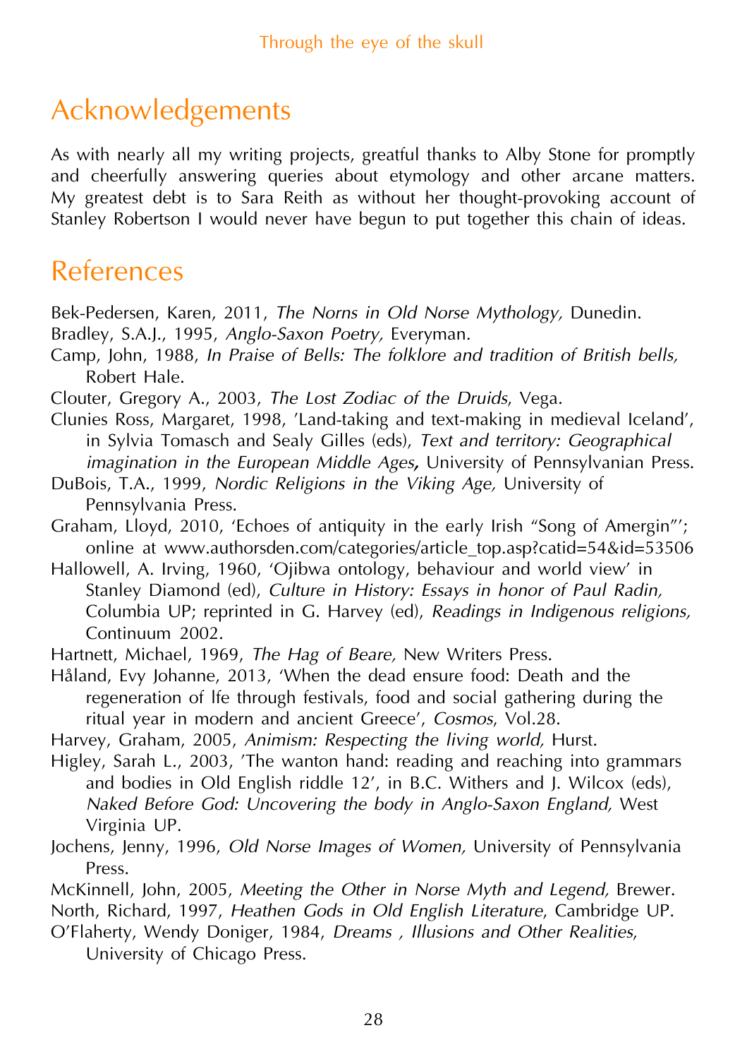## Acknowledgements

As with nearly all my writing projects, greatful thanks to Alby Stone for promptly and cheerfully answering queries about etymology and other arcane matters. My greatest debt is to Sara Reith as without her thought-provoking account of Stanley Robertson I would never have begun to put together this chain of ideas.

## References

Bek-Pedersen, Karen, 2011, *The Norns in Old Norse Mythology,* Dunedin.

Bradley, S.A.J., 1995, *Anglo-Saxon Poetry,* Everyman.

Camp, John, 1988, *In Praise of Bells: The folklore and tradition of British bells,* Robert Hale.

Clouter, Gregory A., 2003, *The Lost Zodiac of the Druids,* Vega.

Clunies Ross, Margaret, 1998, 'Land-taking and text-making in medieval Iceland', in Sylvia Tomasch and Sealy Gilles (eds), *Text and territory: Geographical imagination in the European Middle Ages***,** University of Pennsylvanian Press.

DuBois, T.A., 1999, *Nordic Religions in the Viking Age,* University of Pennsylvania Press.

Graham, Lloyd, 2010, 'Echoes of antiquity in the early Irish "Song of Amergin"'; online at www.authorsden.com/categories/article_top.asp?catid=54&id=53506

Hallowell, A. Irving, 1960, 'Ojibwa ontology, behaviour and world view' in Stanley Diamond (ed), *Culture in History: Essays in honor of Paul Radin,* Columbia UP; reprinted in G. Harvey (ed), *Readings in Indigenous religions,* Continuum 2002.

Hartnett, Michael, 1969, *The Hag of Beare,* New Writers Press.

Håland, Evy Johanne, 2013, 'When the dead ensure food: Death and the regeneration of lfe through festivals, food and social gathering during the ritual year in modern and ancient Greece', *Cosmos*, Vol.28.

Harvey, Graham, 2005, *Animism: Respecting the living world,* Hurst.

Higley, Sarah L., 2003, 'The wanton hand: reading and reaching into grammars and bodies in Old English riddle 12', in B.C. Withers and J. Wilcox (eds), *Naked Before God: Uncovering the body in Anglo-Saxon England,* West Virginia UP.

Jochens, Jenny, 1996, *Old Norse Images of Women,* University of Pennsylvania Press.

McKinnell, John, 2005, *Meeting the Other in Norse Myth and Legend,* Brewer.

North, Richard, 1997, *Heathen Gods in Old English Literature,* Cambridge UP.

O'Flaherty, Wendy Doniger, 1984, *Dreams , Illusions and Other Realities,* University of Chicago Press.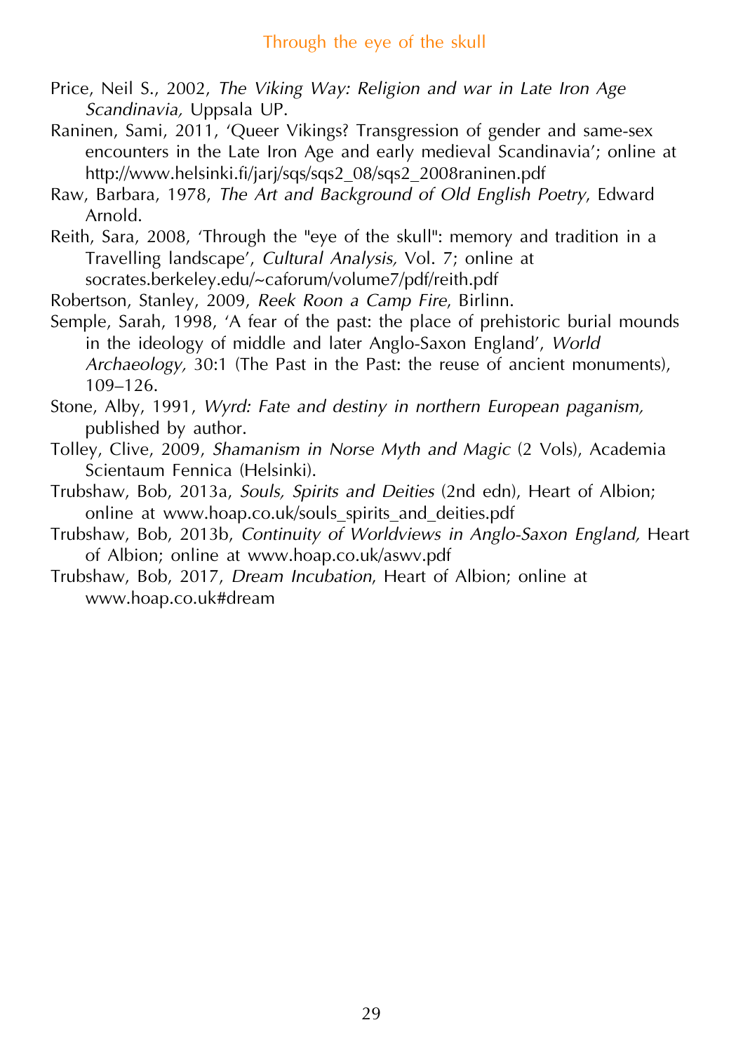Price, Neil S., 2002, *The Viking Way: Religion and war in Late Iron Age Scandinavia,* Uppsala UP.

Raninen, Sami, 2011, 'Queer Vikings? Transgression of gender and same-sex encounters in the Late Iron Age and early medieval Scandinavia'; online at http://www.helsinki.fi/jarj/sqs/sqs2_08/sqs2_2008raninen.pdf

Raw, Barbara, 1978, *The Art and Background of Old English Poetry*, Edward Arnold.

Reith, Sara, 2008, 'Through the "eye of the skull": memory and tradition in a Travelling landscape', *Cultural Analysis,* Vol. 7; online at socrates.berkeley.edu/~caforum/volume7/pdf/reith.pdf

Robertson, Stanley, 2009, *Reek Roon a Camp Fire*, Birlinn.

Semple, Sarah, 1998, 'A fear of the past: the place of prehistoric burial mounds in the ideology of middle and later Anglo-Saxon England', *World Archaeology,* 30:1 (The Past in the Past: the reuse of ancient monuments), 109–126.

Stone, Alby, 1991, *Wyrd: Fate and destiny in northern European paganism,* published by author.

Tolley, Clive, 2009, *Shamanism in Norse Myth and Magic* (2 Vols), Academia Scientaum Fennica (Helsinki).

Trubshaw, Bob, 2013a, *Souls, Spirits and Deities* (2nd edn), Heart of Albion; online at www.hoap.co.uk/souls_spirits_and_deities.pdf

Trubshaw, Bob, 2013b, *Continuity of Worldviews in Anglo-Saxon England,* Heart of Albion; online at www.hoap.co.uk/aswv.pdf

Trubshaw, Bob, 2017, *Dream Incubation*, Heart of Albion; online at www.hoap.co.uk#dream